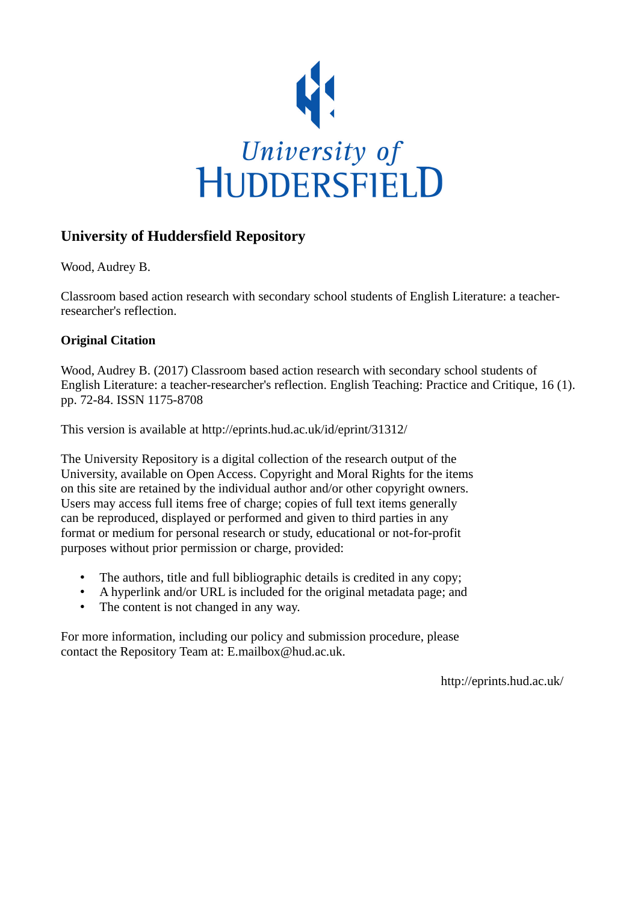University of HUDDERSFIELD

## University of Huddersfield Repository

Wood, Audrey B.

Classroom based action research with secondary school students of English Literature: a teacher-researcher's reflection.

### Original Citation

Wood, Audrey B. (2017) Classroom based action research with secondary school students of English Literature: a teacher-researcher's reflection. English Teaching: Practice and Critique, 16 (1). pp. 72-84. ISSN 1175-8708

This version is available at http://eprints.hud.ac.uk/id/eprint/31312/

The University Repository is a digital collection of the research output of the University, available on Open Access. Copyright and Moral Rights for the items on this site are retained by the individual author and/or other copyright owners. Users may access full items free of charge; copies of full text items generally can be reproduced, displayed or performed and given to third parties in any format or medium for personal research or study, educational or not-for-profit purposes without prior permission or charge, provided:

- The authors, title and full bibliographic details is credited in any copy;
- A hyperlink and/or URL is included for the original metadata page; and
- The content is not changed in any way.

For more information, including our policy and submission procedure, please contact the Repository Team at: E.mailbox@hud.ac.uk.

http://eprints.hud.ac.uk/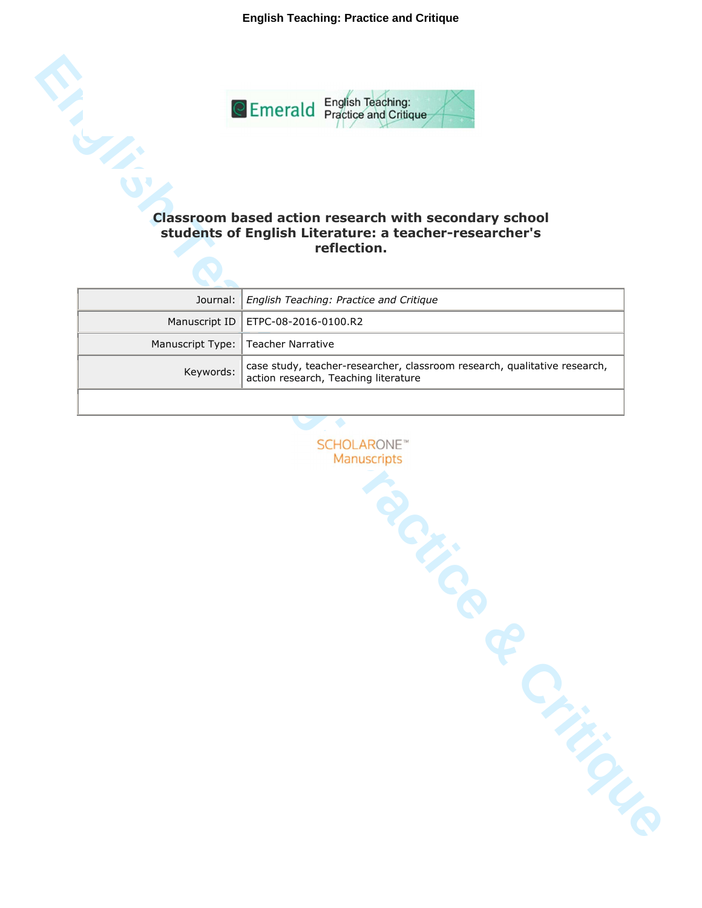# Classroom based action research with secondary school students of English Literature: a teacher-researcher's reflection.

| Journal: | *English Teaching: Practice and Critique* |
|---|---|
| Manuscript ID | ETPC-08-2016-0100.R2 |
| Manuscript Type: | Teacher Narrative |
| Keywords: | case study, teacher-researcher, classroom research, qualitative research, action research, Teaching literature |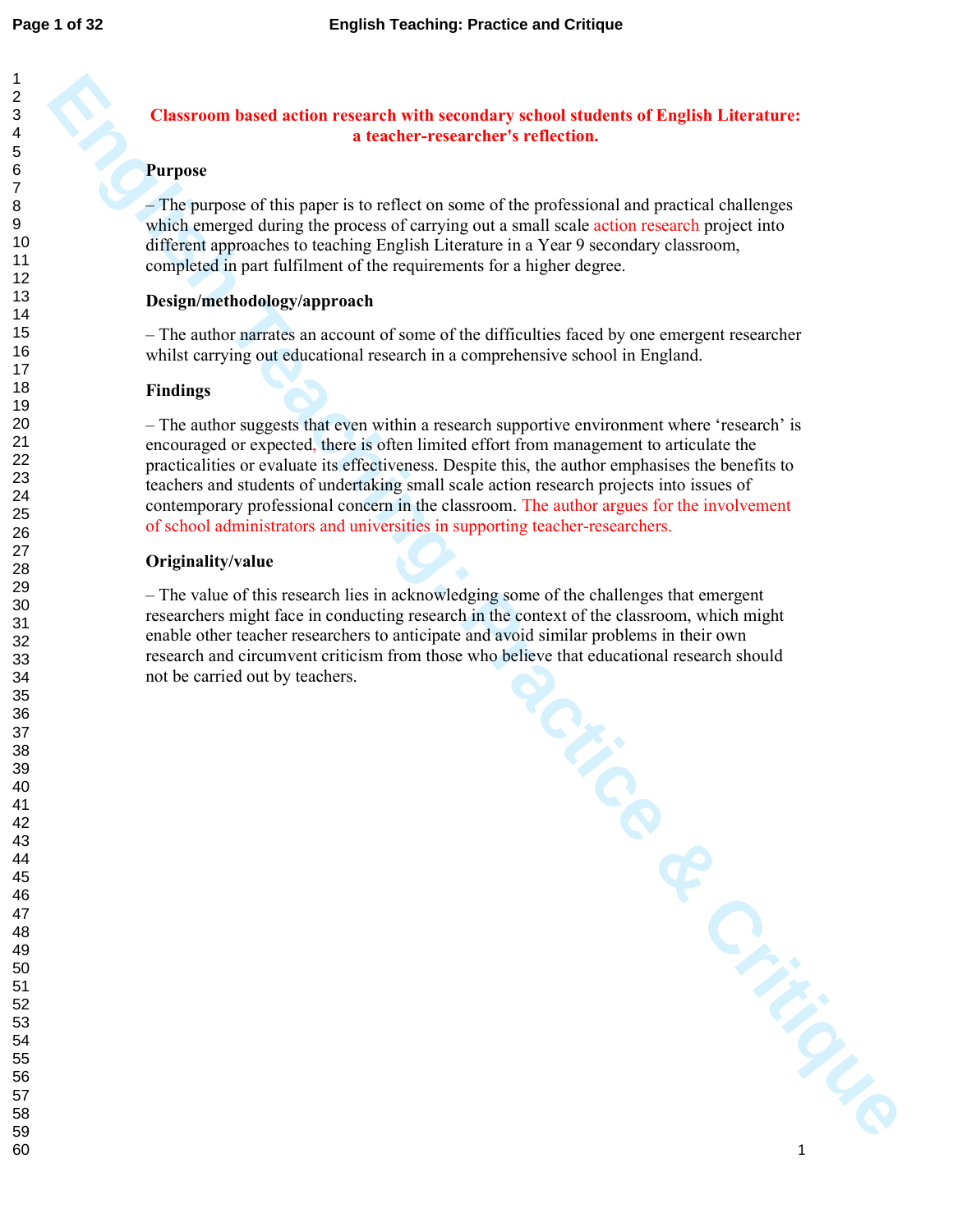# Classroom based action research with secondary school students of English Literature: a teacher-researcher's reflection.

**Purpose**

– The purpose of this paper is to reflect on some of the professional and practical challenges which emerged during the process of carrying out a small scale action research project into different approaches to teaching English Literature in a Year 9 secondary classroom, completed in part fulfilment of the requirements for a higher degree.

**Design/methodology/approach**

– The author narrates an account of some of the difficulties faced by one emergent researcher whilst carrying out educational research in a comprehensive school in England.

**Findings**

– The author suggests that even within a research supportive environment where 'research' is encouraged or expected, there is often limited effort from management to articulate the practicalities or evaluate its effectiveness. Despite this, the author emphasises the benefits to teachers and students of undertaking small scale action research projects into issues of contemporary professional concern in the classroom. The author argues for the involvement of school administrators and universities in supporting teacher-researchers.

**Originality/value**

– The value of this research lies in acknowledging some of the challenges that emergent researchers might face in conducting research in the context of the classroom, which might enable other teacher researchers to anticipate and avoid similar problems in their own research and circumvent criticism from those who believe that educational research should not be carried out by teachers.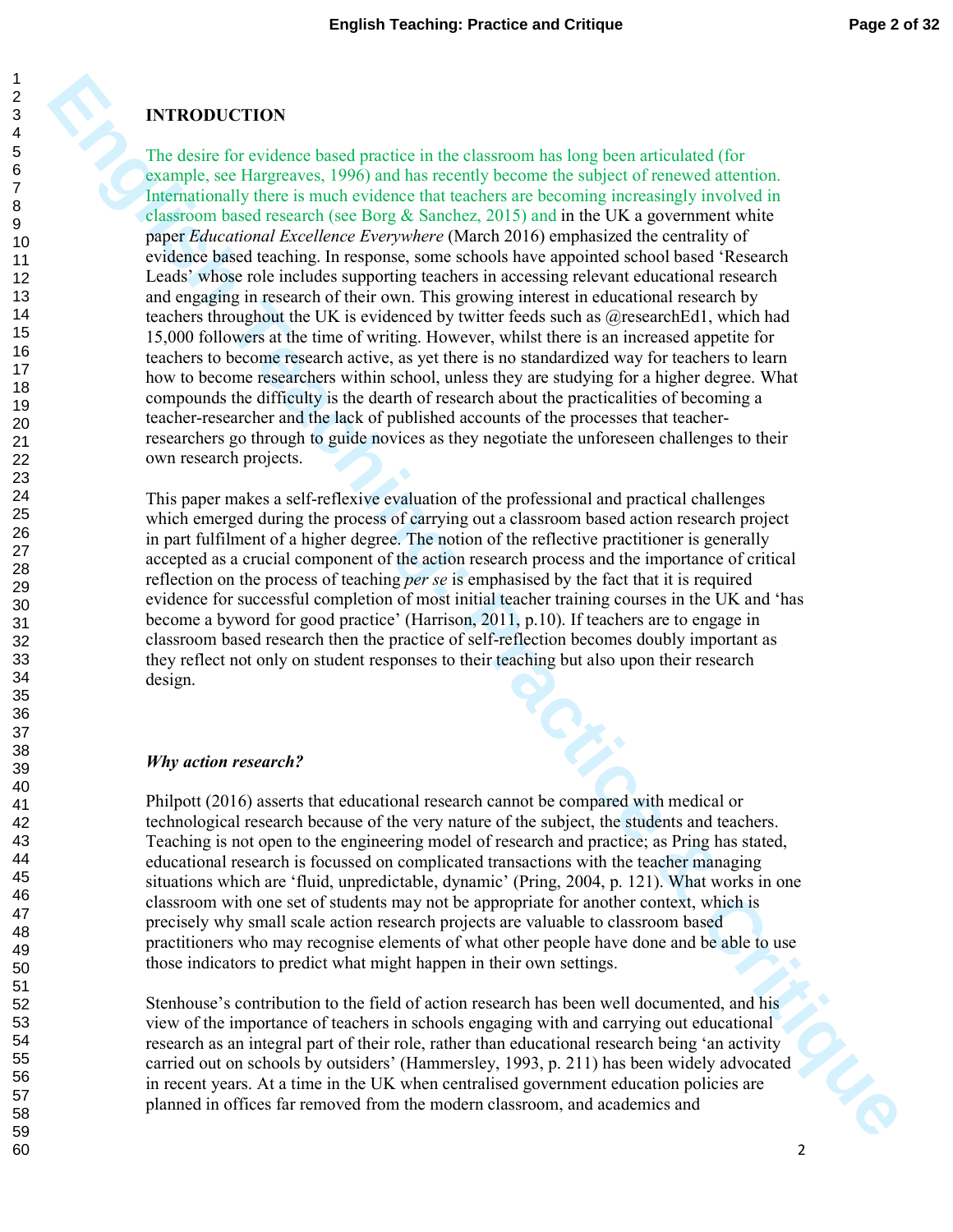## INTRODUCTION

The desire for evidence based practice in the classroom has long been articulated (for example, see Hargreaves, 1996) and has recently become the subject of renewed attention. Internationally there is much evidence that teachers are becoming increasingly involved in classroom based research (see Borg & Sanchez, 2015) and in the UK a government white paper *Educational Excellence Everywhere* (March 2016) emphasized the centrality of evidence based teaching. In response, some schools have appointed school based 'Research Leads' whose role includes supporting teachers in accessing relevant educational research and engaging in research of their own. This growing interest in educational research by teachers throughout the UK is evidenced by twitter feeds such as @researchEd1, which had 15,000 followers at the time of writing. However, whilst there is an increased appetite for teachers to become research active, as yet there is no standardized way for teachers to learn how to become researchers within school, unless they are studying for a higher degree. What compounds the difficulty is the dearth of research about the practicalities of becoming a teacher-researcher and the lack of published accounts of the processes that teacher-researchers go through to guide novices as they negotiate the unforeseen challenges to their own research projects.

This paper makes a self-reflexive evaluation of the professional and practical challenges which emerged during the process of carrying out a classroom based action research project in part fulfilment of a higher degree. The notion of the reflective practitioner is generally accepted as a crucial component of the action research process and the importance of critical reflection on the process of teaching *per se* is emphasised by the fact that it is required evidence for successful completion of most initial teacher training courses in the UK and 'has become a byword for good practice' (Harrison, 2011, p.10). If teachers are to engage in classroom based research then the practice of self-reflection becomes doubly important as they reflect not only on student responses to their teaching but also upon their research design.

### *Why action research?*

Philpott (2016) asserts that educational research cannot be compared with medical or technological research because of the very nature of the subject, the students and teachers. Teaching is not open to the engineering model of research and practice; as Pring has stated, educational research is focussed on complicated transactions with the teacher managing situations which are 'fluid, unpredictable, dynamic' (Pring, 2004, p. 121). What works in one classroom with one set of students may not be appropriate for another context, which is precisely why small scale action research projects are valuable to classroom based practitioners who may recognise elements of what other people have done and be able to use those indicators to predict what might happen in their own settings.

Stenhouse's contribution to the field of action research has been well documented, and his view of the importance of teachers in schools engaging with and carrying out educational research as an integral part of their role, rather than educational research being 'an activity carried out on schools by outsiders' (Hammersley, 1993, p. 211) has been widely advocated in recent years. At a time in the UK when centralised government education policies are planned in offices far removed from the modern classroom, and academics and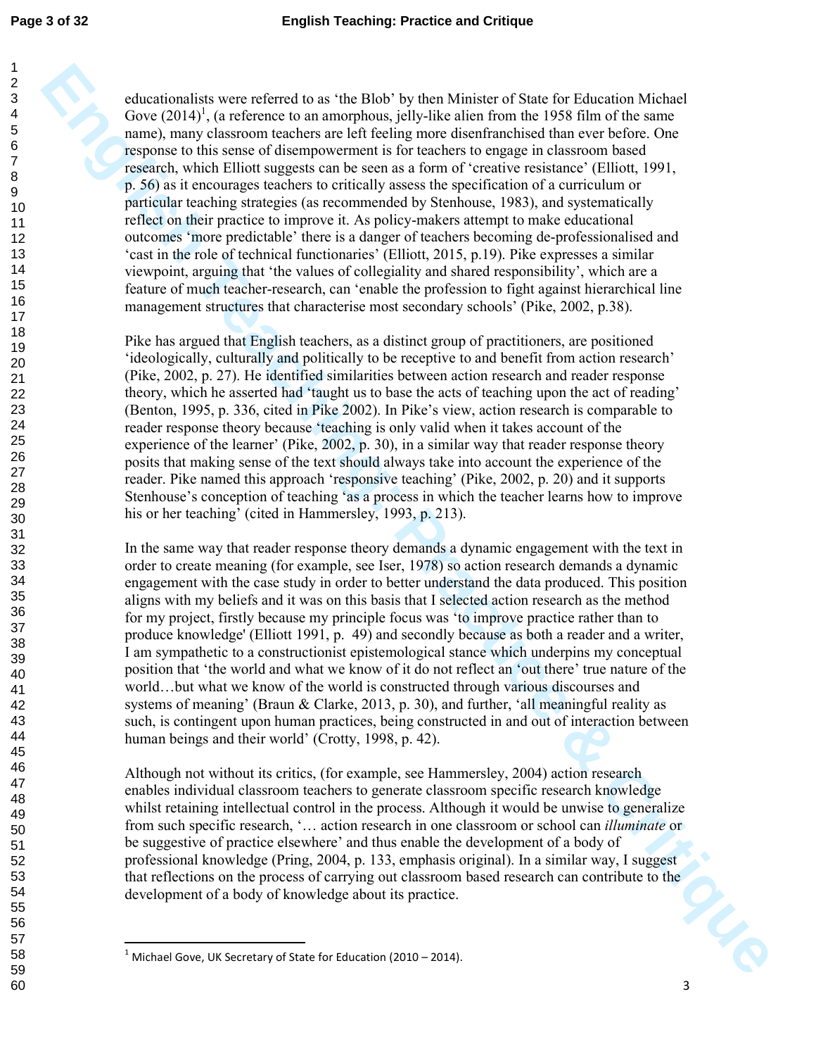educationalists were referred to as 'the Blob' by then Minister of State for Education Michael Gove (2014)[1], (a reference to an amorphous, jelly-like alien from the 1958 film of the same name), many classroom teachers are left feeling more disenfranchised than ever before. One response to this sense of disempowerment is for teachers to engage in classroom based research, which Elliott suggests can be seen as a form of 'creative resistance' (Elliott, 1991, p. 56) as it encourages teachers to critically assess the specification of a curriculum or particular teaching strategies (as recommended by Stenhouse, 1983), and systematically reflect on their practice to improve it. As policy-makers attempt to make educational outcomes 'more predictable' there is a danger of teachers becoming de-professionalised and 'cast in the role of technical functionaries' (Elliott, 2015, p.19). Pike expresses a similar viewpoint, arguing that 'the values of collegiality and shared responsibility', which are a feature of much teacher-research, can 'enable the profession to fight against hierarchical line management structures that characterise most secondary schools' (Pike, 2002, p.38).

Pike has argued that English teachers, as a distinct group of practitioners, are positioned 'ideologically, culturally and politically to be receptive to and benefit from action research' (Pike, 2002, p. 27). He identified similarities between action research and reader response theory, which he asserted had 'taught us to base the acts of teaching upon the act of reading' (Benton, 1995, p. 336, cited in Pike 2002). In Pike's view, action research is comparable to reader response theory because 'teaching is only valid when it takes account of the experience of the learner' (Pike, 2002, p. 30), in a similar way that reader response theory posits that making sense of the text should always take into account the experience of the reader. Pike named this approach 'responsive teaching' (Pike, 2002, p. 20) and it supports Stenhouse's conception of teaching 'as a process in which the teacher learns how to improve his or her teaching' (cited in Hammersley, 1993, p. 213).

In the same way that reader response theory demands a dynamic engagement with the text in order to create meaning (for example, see Iser, 1978) so action research demands a dynamic engagement with the case study in order to better understand the data produced. This position aligns with my beliefs and it was on this basis that I selected action research as the method for my project, firstly because my principle focus was 'to improve practice rather than to produce knowledge' (Elliott 1991, p. 49) and secondly because as both a reader and a writer, I am sympathetic to a constructionist epistemological stance which underpins my conceptual position that 'the world and what we know of it do not reflect an 'out there' true nature of the world…but what we know of the world is constructed through various discourses and systems of meaning' (Braun & Clarke, 2013, p. 30), and further, 'all meaningful reality as such, is contingent upon human practices, being constructed in and out of interaction between human beings and their world' (Crotty, 1998, p. 42).

Although not without its critics, (for example, see Hammersley, 2004) action research enables individual classroom teachers to generate classroom specific research knowledge whilst retaining intellectual control in the process. Although it would be unwise to generalize from such specific research, '… action research in one classroom or school can *illuminate* or be suggestive of practice elsewhere' and thus enable the development of a body of professional knowledge (Pring, 2004, p. 133, emphasis original). In a similar way, I suggest that reflections on the process of carrying out classroom based research can contribute to the development of a body of knowledge about its practice.

---

[1] Michael Gove, UK Secretary of State for Education (2010 – 2014).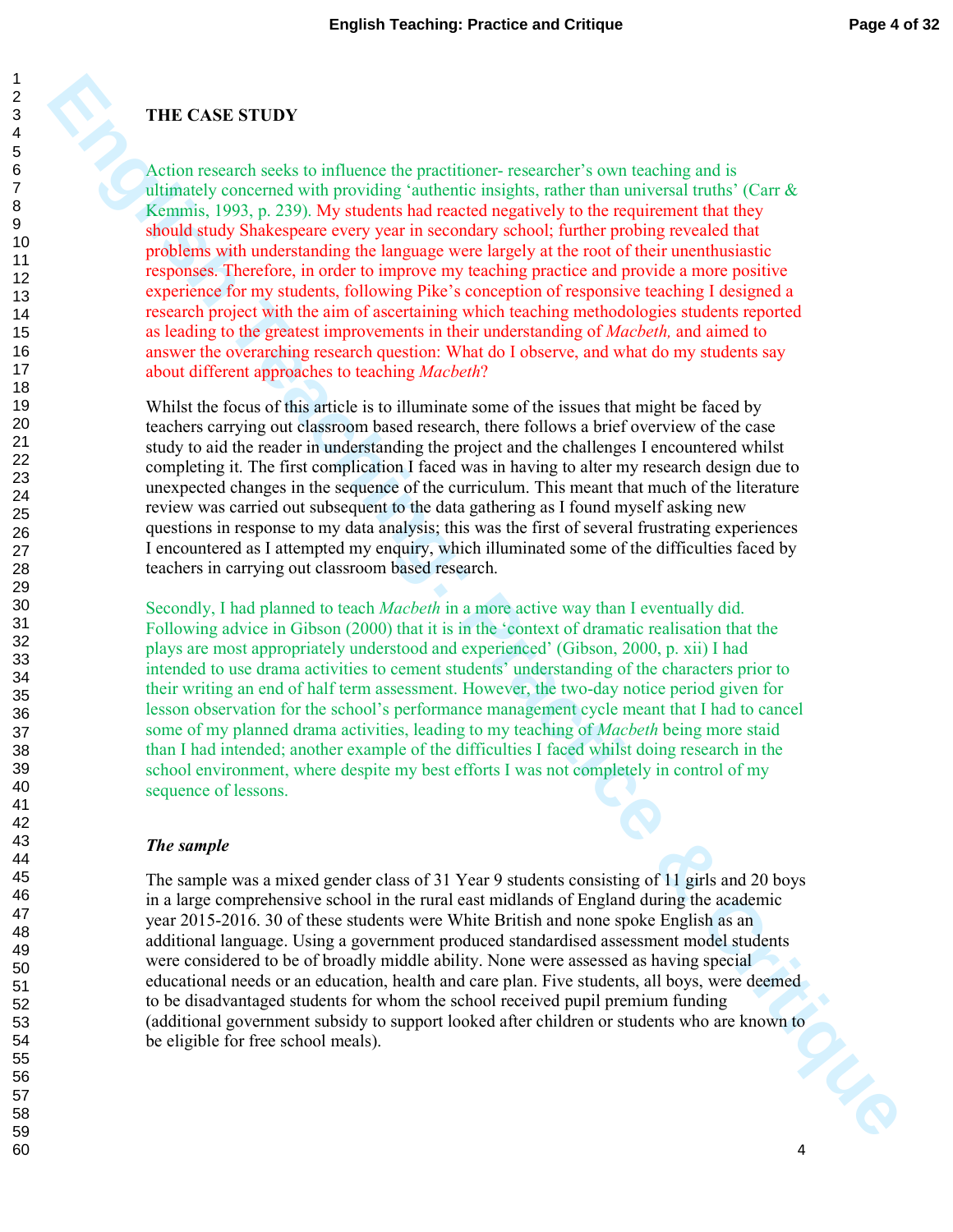## THE CASE STUDY

Action research seeks to influence the practitioner- researcher's own teaching and is ultimately concerned with providing 'authentic insights, rather than universal truths' (Carr & Kemmis, 1993, p. 239). My students had reacted negatively to the requirement that they should study Shakespeare every year in secondary school; further probing revealed that problems with understanding the language were largely at the root of their unenthusiastic responses. Therefore, in order to improve my teaching practice and provide a more positive experience for my students, following Pike's conception of responsive teaching I designed a research project with the aim of ascertaining which teaching methodologies students reported as leading to the greatest improvements in their understanding of *Macbeth,* and aimed to answer the overarching research question: What do I observe, and what do my students say about different approaches to teaching *Macbeth*?

Whilst the focus of this article is to illuminate some of the issues that might be faced by teachers carrying out classroom based research, there follows a brief overview of the case study to aid the reader in understanding the project and the challenges I encountered whilst completing it. The first complication I faced was in having to alter my research design due to unexpected changes in the sequence of the curriculum. This meant that much of the literature review was carried out subsequent to the data gathering as I found myself asking new questions in response to my data analysis; this was the first of several frustrating experiences I encountered as I attempted my enquiry, which illuminated some of the difficulties faced by teachers in carrying out classroom based research.

Secondly, I had planned to teach *Macbeth* in a more active way than I eventually did. Following advice in Gibson (2000) that it is in the 'context of dramatic realisation that the plays are most appropriately understood and experienced' (Gibson, 2000, p. xii) I had intended to use drama activities to cement students' understanding of the characters prior to their writing an end of half term assessment. However, the two-day notice period given for lesson observation for the school's performance management cycle meant that I had to cancel some of my planned drama activities, leading to my teaching of *Macbeth* being more staid than I had intended; another example of the difficulties I faced whilst doing research in the school environment, where despite my best efforts I was not completely in control of my sequence of lessons.

### *The sample*

The sample was a mixed gender class of 31 Year 9 students consisting of 11 girls and 20 boys in a large comprehensive school in the rural east midlands of England during the academic year 2015-2016. 30 of these students were White British and none spoke English as an additional language. Using a government produced standardised assessment model students were considered to be of broadly middle ability. None were assessed as having special educational needs or an education, health and care plan. Five students, all boys, were deemed to be disadvantaged students for whom the school received pupil premium funding (additional government subsidy to support looked after children or students who are known to be eligible for free school meals).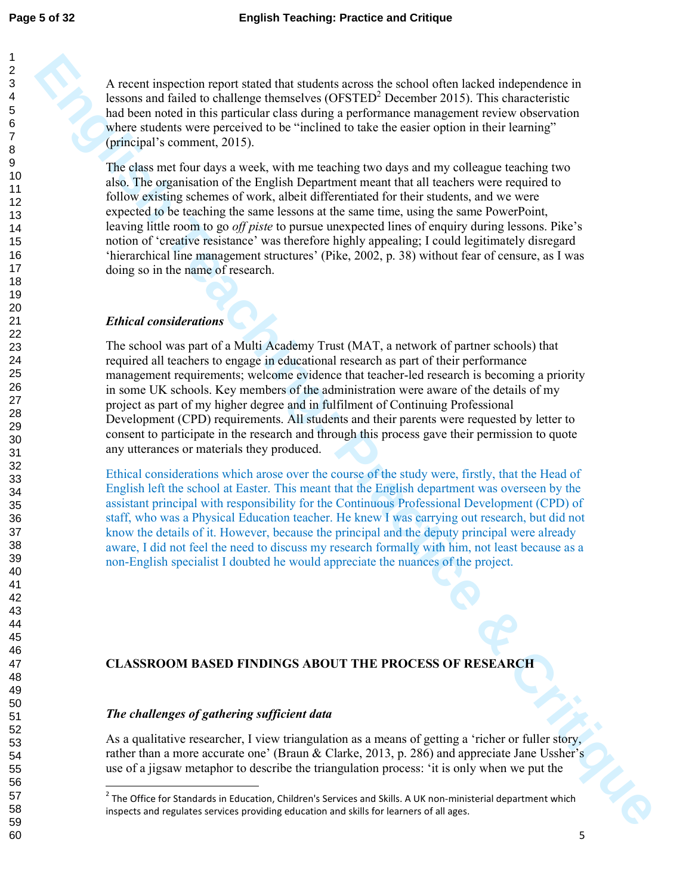A recent inspection report stated that students across the school often lacked independence in lessons and failed to challenge themselves (OFSTED[2] December 2015). This characteristic had been noted in this particular class during a performance management review observation where students were perceived to be "inclined to take the easier option in their learning" (principal's comment, 2015).

The class met four days a week, with me teaching two days and my colleague teaching two also. The organisation of the English Department meant that all teachers were required to follow existing schemes of work, albeit differentiated for their students, and we were expected to be teaching the same lessons at the same time, using the same PowerPoint, leaving little room to go *off piste* to pursue unexpected lines of enquiry during lessons. Pike's notion of 'creative resistance' was therefore highly appealing; I could legitimately disregard 'hierarchical line management structures' (Pike, 2002, p. 38) without fear of censure, as I was doing so in the name of research.

### *Ethical considerations*

The school was part of a Multi Academy Trust (MAT, a network of partner schools) that required all teachers to engage in educational research as part of their performance management requirements; welcome evidence that teacher-led research is becoming a priority in some UK schools. Key members of the administration were aware of the details of my project as part of my higher degree and in fulfilment of Continuing Professional Development (CPD) requirements. All students and their parents were requested by letter to consent to participate in the research and through this process gave their permission to quote any utterances or materials they produced.

Ethical considerations which arose over the course of the study were, firstly, that the Head of English left the school at Easter. This meant that the English department was overseen by the assistant principal with responsibility for the Continuous Professional Development (CPD) of staff, who was a Physical Education teacher. He knew I was carrying out research, but did not know the details of it. However, because the principal and the deputy principal were already aware, I did not feel the need to discuss my research formally with him, not least because as a non-English specialist I doubted he would appreciate the nuances of the project.

## CLASSROOM BASED FINDINGS ABOUT THE PROCESS OF RESEARCH

### *The challenges of gathering sufficient data*

As a qualitative researcher, I view triangulation as a means of getting a 'richer or fuller story, rather than a more accurate one' (Braun & Clarke, 2013, p. 286) and appreciate Jane Ussher's use of a jigsaw metaphor to describe the triangulation process: 'it is only when we put the

---

[2] The Office for Standards in Education, Children's Services and Skills. A UK non-ministerial department which inspects and regulates services providing education and skills for learners of all ages.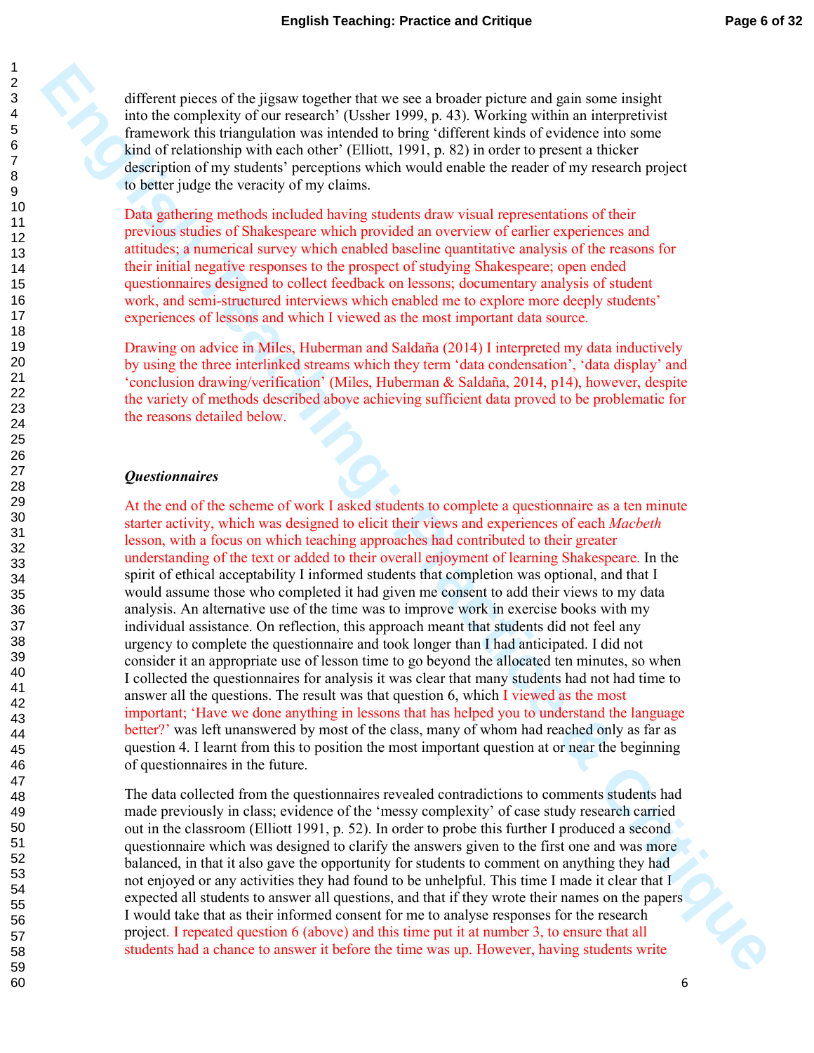different pieces of the jigsaw together that we see a broader picture and gain some insight into the complexity of our research' (Ussher 1999, p. 43). Working within an interpretivist framework this triangulation was intended to bring 'different kinds of evidence into some kind of relationship with each other' (Elliott, 1991, p. 82) in order to present a thicker description of my students' perceptions which would enable the reader of my research project to better judge the veracity of my claims.

Data gathering methods included having students draw visual representations of their previous studies of Shakespeare which provided an overview of earlier experiences and attitudes; a numerical survey which enabled baseline quantitative analysis of the reasons for their initial negative responses to the prospect of studying Shakespeare; open ended questionnaires designed to collect feedback on lessons; documentary analysis of student work, and semi-structured interviews which enabled me to explore more deeply students' experiences of lessons and which I viewed as the most important data source.

Drawing on advice in Miles, Huberman and Saldaña (2014) I interpreted my data inductively by using the three interlinked streams which they term 'data condensation', 'data display' and 'conclusion drawing/verification' (Miles, Huberman & Saldaña, 2014, p14), however, despite the variety of methods described above achieving sufficient data proved to be problematic for the reasons detailed below.

### *Questionnaires*

At the end of the scheme of work I asked students to complete a questionnaire as a ten minute starter activity, which was designed to elicit their views and experiences of each *Macbeth* lesson, with a focus on which teaching approaches had contributed to their greater understanding of the text or added to their overall enjoyment of learning Shakespeare. In the spirit of ethical acceptability I informed students that completion was optional, and that I would assume those who completed it had given me consent to add their views to my data analysis. An alternative use of the time was to improve work in exercise books with my individual assistance. On reflection, this approach meant that students did not feel any urgency to complete the questionnaire and took longer than I had anticipated. I did not consider it an appropriate use of lesson time to go beyond the allocated ten minutes, so when I collected the questionnaires for analysis it was clear that many students had not had time to answer all the questions. The result was that question 6, which I viewed as the most important; 'Have we done anything in lessons that has helped you to understand the language better?' was left unanswered by most of the class, many of whom had reached only as far as question 4. I learnt from this to position the most important question at or near the beginning of questionnaires in the future.

The data collected from the questionnaires revealed contradictions to comments students had made previously in class; evidence of the 'messy complexity' of case study research carried out in the classroom (Elliott 1991, p. 52). In order to probe this further I produced a second questionnaire which was designed to clarify the answers given to the first one and was more balanced, in that it also gave the opportunity for students to comment on anything they had not enjoyed or any activities they had found to be unhelpful. This time I made it clear that I expected all students to answer all questions, and that if they wrote their names on the papers I would take that as their informed consent for me to analyse responses for the research project. I repeated question 6 (above) and this time put it at number 3, to ensure that all students had a chance to answer it before the time was up. However, having students write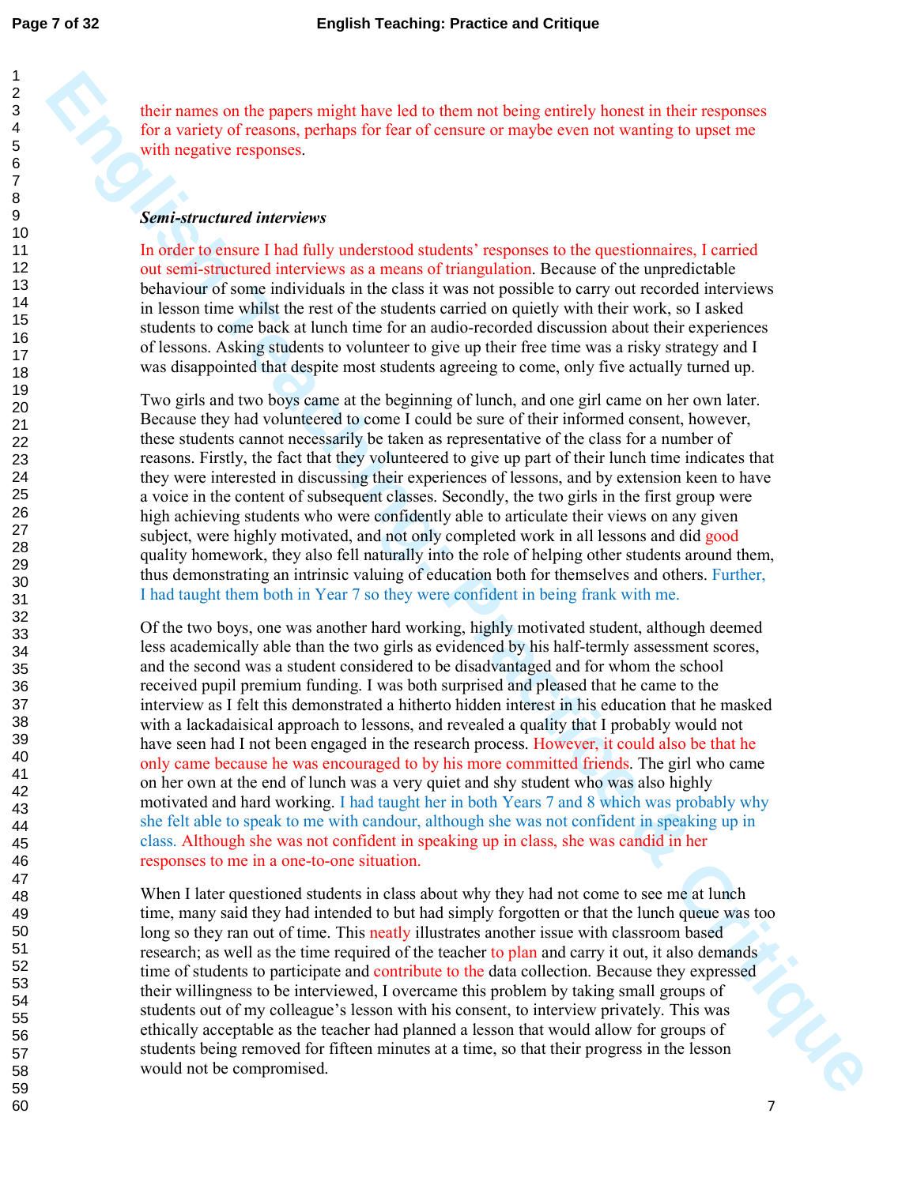their names on the papers might have led to them not being entirely honest in their responses for a variety of reasons, perhaps for fear of censure or maybe even not wanting to upset me with negative responses.

### *Semi-structured interviews*

In order to ensure I had fully understood students' responses to the questionnaires, I carried out semi-structured interviews as a means of triangulation. Because of the unpredictable behaviour of some individuals in the class it was not possible to carry out recorded interviews in lesson time whilst the rest of the students carried on quietly with their work, so I asked students to come back at lunch time for an audio-recorded discussion about their experiences of lessons. Asking students to volunteer to give up their free time was a risky strategy and I was disappointed that despite most students agreeing to come, only five actually turned up.

Two girls and two boys came at the beginning of lunch, and one girl came on her own later. Because they had volunteered to come I could be sure of their informed consent, however, these students cannot necessarily be taken as representative of the class for a number of reasons. Firstly, the fact that they volunteered to give up part of their lunch time indicates that they were interested in discussing their experiences of lessons, and by extension keen to have a voice in the content of subsequent classes. Secondly, the two girls in the first group were high achieving students who were confidently able to articulate their views on any given subject, were highly motivated, and not only completed work in all lessons and did good quality homework, they also fell naturally into the role of helping other students around them, thus demonstrating an intrinsic valuing of education both for themselves and others. Further, I had taught them both in Year 7 so they were confident in being frank with me.

Of the two boys, one was another hard working, highly motivated student, although deemed less academically able than the two girls as evidenced by his half-termly assessment scores, and the second was a student considered to be disadvantaged and for whom the school received pupil premium funding. I was both surprised and pleased that he came to the interview as I felt this demonstrated a hitherto hidden interest in his education that he masked with a lackadaisical approach to lessons, and revealed a quality that I probably would not have seen had I not been engaged in the research process. However, it could also be that he only came because he was encouraged to by his more committed friends. The girl who came on her own at the end of lunch was a very quiet and shy student who was also highly motivated and hard working. I had taught her in both Years 7 and 8 which was probably why she felt able to speak to me with candour, although she was not confident in speaking up in class. Although she was not confident in speaking up in class, she was candid in her responses to me in a one-to-one situation.

When I later questioned students in class about why they had not come to see me at lunch time, many said they had intended to but had simply forgotten or that the lunch queue was too long so they ran out of time. This neatly illustrates another issue with classroom based research; as well as the time required of the teacher to plan and carry it out, it also demands time of students to participate and contribute to the data collection. Because they expressed their willingness to be interviewed, I overcame this problem by taking small groups of students out of my colleague's lesson with his consent, to interview privately. This was ethically acceptable as the teacher had planned a lesson that would allow for groups of students being removed for fifteen minutes at a time, so that their progress in the lesson would not be compromised.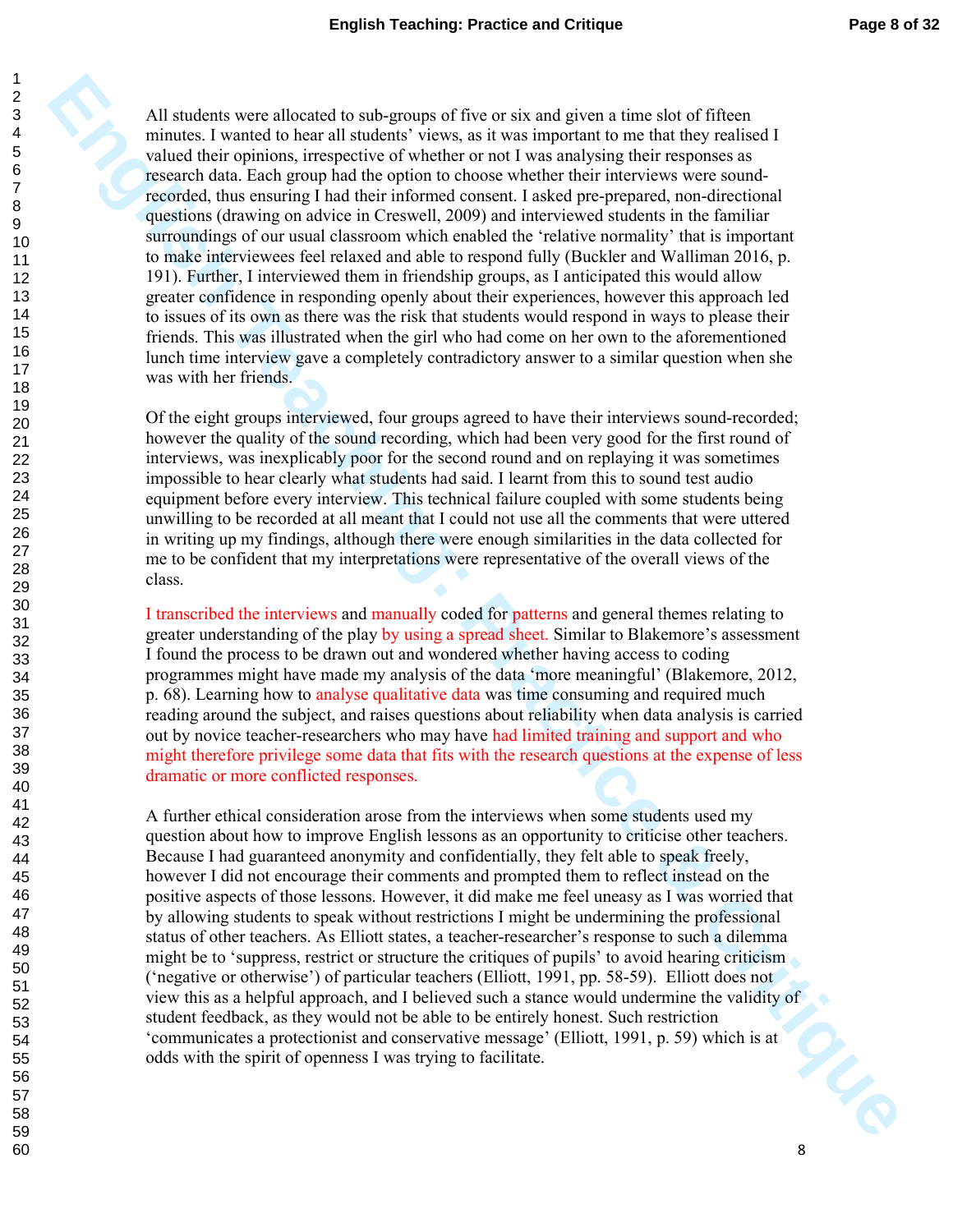All students were allocated to sub-groups of five or six and given a time slot of fifteen minutes. I wanted to hear all students' views, as it was important to me that they realised I valued their opinions, irrespective of whether or not I was analysing their responses as research data. Each group had the option to choose whether their interviews were sound-recorded, thus ensuring I had their informed consent. I asked pre-prepared, non-directional questions (drawing on advice in Creswell, 2009) and interviewed students in the familiar surroundings of our usual classroom which enabled the 'relative normality' that is important to make interviewees feel relaxed and able to respond fully (Buckler and Walliman 2016, p. 191). Further, I interviewed them in friendship groups, as I anticipated this would allow greater confidence in responding openly about their experiences, however this approach led to issues of its own as there was the risk that students would respond in ways to please their friends. This was illustrated when the girl who had come on her own to the aforementioned lunch time interview gave a completely contradictory answer to a similar question when she was with her friends.

Of the eight groups interviewed, four groups agreed to have their interviews sound-recorded; however the quality of the sound recording, which had been very good for the first round of interviews, was inexplicably poor for the second round and on replaying it was sometimes impossible to hear clearly what students had said. I learnt from this to sound test audio equipment before every interview. This technical failure coupled with some students being unwilling to be recorded at all meant that I could not use all the comments that were uttered in writing up my findings, although there were enough similarities in the data collected for me to be confident that my interpretations were representative of the overall views of the class.

I transcribed the interviews and manually coded for patterns and general themes relating to greater understanding of the play by using a spread sheet. Similar to Blakemore's assessment I found the process to be drawn out and wondered whether having access to coding programmes might have made my analysis of the data 'more meaningful' (Blakemore, 2012, p. 68). Learning how to analyse qualitative data was time consuming and required much reading around the subject, and raises questions about reliability when data analysis is carried out by novice teacher-researchers who may have had limited training and support and who might therefore privilege some data that fits with the research questions at the expense of less dramatic or more conflicted responses.

A further ethical consideration arose from the interviews when some students used my question about how to improve English lessons as an opportunity to criticise other teachers. Because I had guaranteed anonymity and confidentially, they felt able to speak freely, however I did not encourage their comments and prompted them to reflect instead on the positive aspects of those lessons. However, it did make me feel uneasy as I was worried that by allowing students to speak without restrictions I might be undermining the professional status of other teachers. As Elliott states, a teacher-researcher's response to such a dilemma might be to 'suppress, restrict or structure the critiques of pupils' to avoid hearing criticism ('negative or otherwise') of particular teachers (Elliott, 1991, pp. 58-59). Elliott does not view this as a helpful approach, and I believed such a stance would undermine the validity of student feedback, as they would not be able to be entirely honest. Such restriction 'communicates a protectionist and conservative message' (Elliott, 1991, p. 59) which is at odds with the spirit of openness I was trying to facilitate.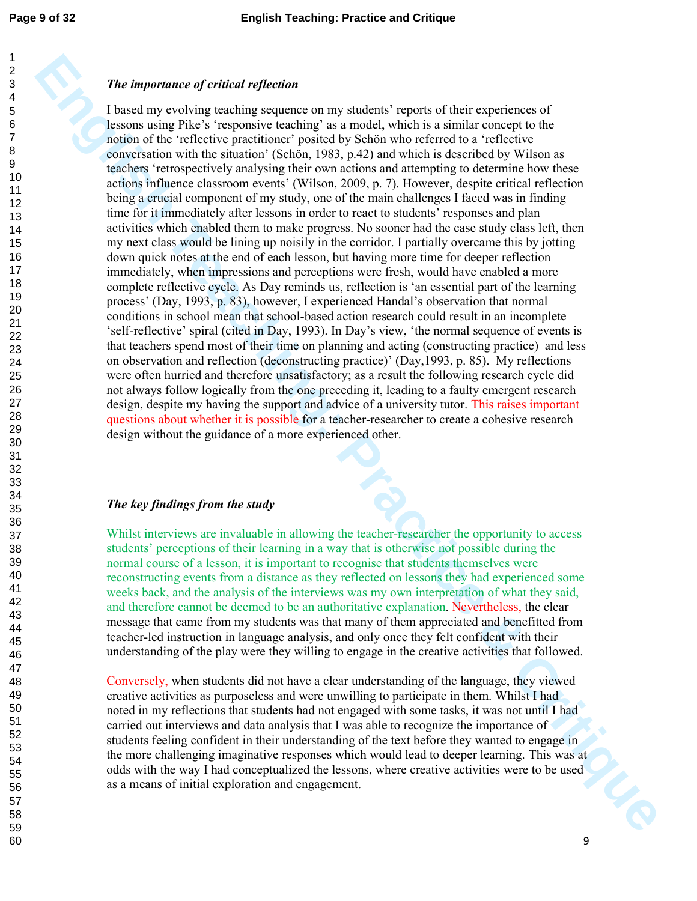### *The importance of critical reflection*

I based my evolving teaching sequence on my students' reports of their experiences of lessons using Pike's 'responsive teaching' as a model, which is a similar concept to the notion of the 'reflective practitioner' posited by Schön who referred to a 'reflective conversation with the situation' (Schön, 1983, p.42) and which is described by Wilson as teachers 'retrospectively analysing their own actions and attempting to determine how these actions influence classroom events' (Wilson, 2009, p. 7). However, despite critical reflection being a crucial component of my study, one of the main challenges I faced was in finding time for it immediately after lessons in order to react to students' responses and plan activities which enabled them to make progress. No sooner had the case study class left, then my next class would be lining up noisily in the corridor. I partially overcame this by jotting down quick notes at the end of each lesson, but having more time for deeper reflection immediately, when impressions and perceptions were fresh, would have enabled a more complete reflective cycle. As Day reminds us, reflection is 'an essential part of the learning process' (Day, 1993, p. 83), however, I experienced Handal's observation that normal conditions in school mean that school-based action research could result in an incomplete 'self-reflective' spiral (cited in Day, 1993). In Day's view, 'the normal sequence of events is that teachers spend most of their time on planning and acting (constructing practice) and less on observation and reflection (deconstructing practice)' (Day,1993, p. 85). My reflections were often hurried and therefore unsatisfactory; as a result the following research cycle did not always follow logically from the one preceding it, leading to a faulty emergent research design, despite my having the support and advice of a university tutor. This raises important questions about whether it is possible for a teacher-researcher to create a cohesive research design without the guidance of a more experienced other.

### *The key findings from the study*

Whilst interviews are invaluable in allowing the teacher-researcher the opportunity to access students' perceptions of their learning in a way that is otherwise not possible during the normal course of a lesson, it is important to recognise that students themselves were reconstructing events from a distance as they reflected on lessons they had experienced some weeks back, and the analysis of the interviews was my own interpretation of what they said, and therefore cannot be deemed to be an authoritative explanation. Nevertheless, the clear message that came from my students was that many of them appreciated and benefitted from teacher-led instruction in language analysis, and only once they felt confident with their understanding of the play were they willing to engage in the creative activities that followed.

Conversely, when students did not have a clear understanding of the language, they viewed creative activities as purposeless and were unwilling to participate in them. Whilst I had noted in my reflections that students had not engaged with some tasks, it was not until I had carried out interviews and data analysis that I was able to recognize the importance of students feeling confident in their understanding of the text before they wanted to engage in the more challenging imaginative responses which would lead to deeper learning. This was at odds with the way I had conceptualized the lessons, where creative activities were to be used as a means of initial exploration and engagement.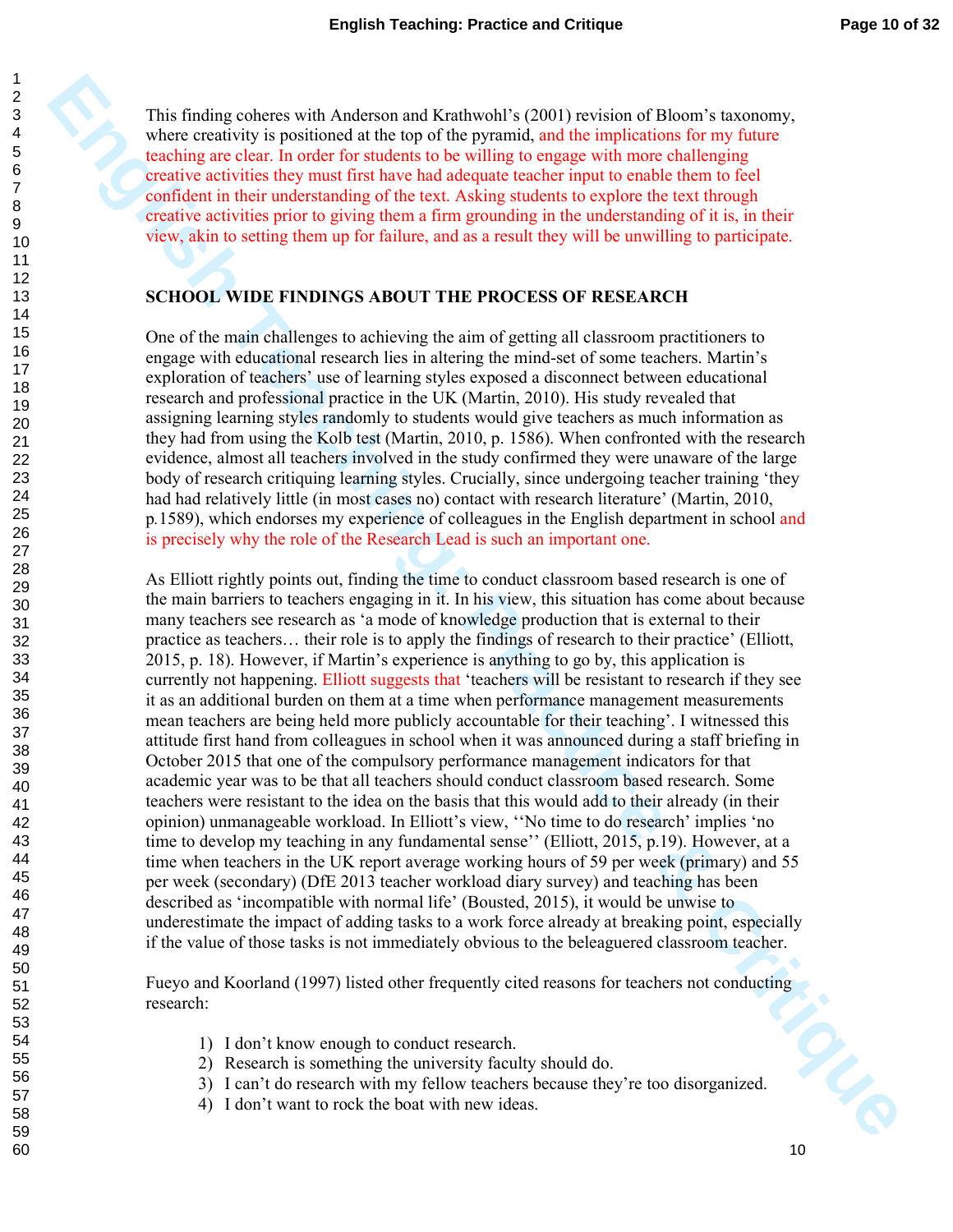This finding coheres with Anderson and Krathwohl's (2001) revision of Bloom's taxonomy, where creativity is positioned at the top of the pyramid, and the implications for my future teaching are clear. In order for students to be willing to engage with more challenging creative activities they must first have had adequate teacher input to enable them to feel confident in their understanding of the text. Asking students to explore the text through creative activities prior to giving them a firm grounding in the understanding of it is, in their view, akin to setting them up for failure, and as a result they will be unwilling to participate.

## SCHOOL WIDE FINDINGS ABOUT THE PROCESS OF RESEARCH

One of the main challenges to achieving the aim of getting all classroom practitioners to engage with educational research lies in altering the mind-set of some teachers. Martin's exploration of teachers' use of learning styles exposed a disconnect between educational research and professional practice in the UK (Martin, 2010). His study revealed that assigning learning styles randomly to students would give teachers as much information as they had from using the Kolb test (Martin, 2010, p. 1586). When confronted with the research evidence, almost all teachers involved in the study confirmed they were unaware of the large body of research critiquing learning styles. Crucially, since undergoing teacher training 'they had had relatively little (in most cases no) contact with research literature' (Martin, 2010, p.1589), which endorses my experience of colleagues in the English department in school and is precisely why the role of the Research Lead is such an important one.

As Elliott rightly points out, finding the time to conduct classroom based research is one of the main barriers to teachers engaging in it. In his view, this situation has come about because many teachers see research as 'a mode of knowledge production that is external to their practice as teachers… their role is to apply the findings of research to their practice' (Elliott, 2015, p. 18). However, if Martin's experience is anything to go by, this application is currently not happening. Elliott suggests that 'teachers will be resistant to research if they see it as an additional burden on them at a time when performance management measurements mean teachers are being held more publicly accountable for their teaching'. I witnessed this attitude first hand from colleagues in school when it was announced during a staff briefing in October 2015 that one of the compulsory performance management indicators for that academic year was to be that all teachers should conduct classroom based research. Some teachers were resistant to the idea on the basis that this would add to their already (in their opinion) unmanageable workload. In Elliott's view, ''No time to do research' implies 'no time to develop my teaching in any fundamental sense'' (Elliott, 2015, p.19). However, at a time when teachers in the UK report average working hours of 59 per week (primary) and 55 per week (secondary) (DfE 2013 teacher workload diary survey) and teaching has been described as 'incompatible with normal life' (Bousted, 2015), it would be unwise to underestimate the impact of adding tasks to a work force already at breaking point, especially if the value of those tasks is not immediately obvious to the beleaguered classroom teacher.

Fueyo and Koorland (1997) listed other frequently cited reasons for teachers not conducting research:

1) I don't know enough to conduct research.
2) Research is something the university faculty should do.
3) I can't do research with my fellow teachers because they're too disorganized.
4) I don't want to rock the boat with new ideas.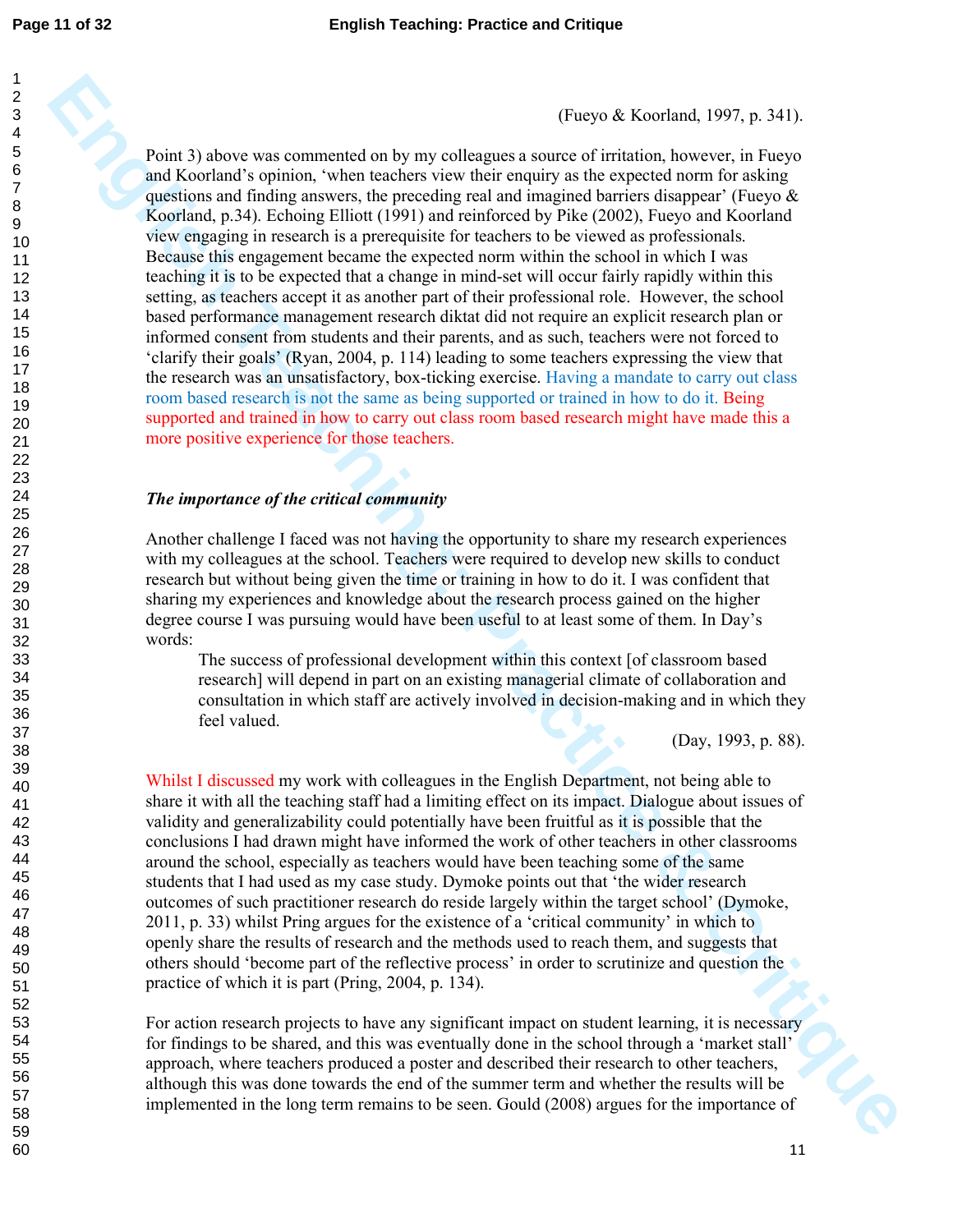(Fueyo & Koorland, 1997, p. 341).

Point 3) above was commented on by my colleagues a source of irritation, however, in Fueyo and Koorland's opinion, 'when teachers view their enquiry as the expected norm for asking questions and finding answers, the preceding real and imagined barriers disappear' (Fueyo & Koorland, p.34). Echoing Elliott (1991) and reinforced by Pike (2002), Fueyo and Koorland view engaging in research is a prerequisite for teachers to be viewed as professionals. Because this engagement became the expected norm within the school in which I was teaching it is to be expected that a change in mind-set will occur fairly rapidly within this setting, as teachers accept it as another part of their professional role. However, the school based performance management research diktat did not require an explicit research plan or informed consent from students and their parents, and as such, teachers were not forced to 'clarify their goals' (Ryan, 2004, p. 114) leading to some teachers expressing the view that the research was an unsatisfactory, box-ticking exercise. Having a mandate to carry out class room based research is not the same as being supported or trained in how to do it. Being supported and trained in how to carry out class room based research might have made this a more positive experience for those teachers.

### *The importance of the critical community*

Another challenge I faced was not having the opportunity to share my research experiences with my colleagues at the school. Teachers were required to develop new skills to conduct research but without being given the time or training in how to do it. I was confident that sharing my experiences and knowledge about the research process gained on the higher degree course I was pursuing would have been useful to at least some of them. In Day's words:

> The success of professional development within this context [of classroom based research] will depend in part on an existing managerial climate of collaboration and consultation in which staff are actively involved in decision-making and in which they feel valued.
>
> (Day, 1993, p. 88).

Whilst I discussed my work with colleagues in the English Department, not being able to share it with all the teaching staff had a limiting effect on its impact. Dialogue about issues of validity and generalizability could potentially have been fruitful as it is possible that the conclusions I had drawn might have informed the work of other teachers in other classrooms around the school, especially as teachers would have been teaching some of the same students that I had used as my case study. Dymoke points out that 'the wider research outcomes of such practitioner research do reside largely within the target school' (Dymoke, 2011, p. 33) whilst Pring argues for the existence of a 'critical community' in which to openly share the results of research and the methods used to reach them, and suggests that others should 'become part of the reflective process' in order to scrutinize and question the practice of which it is part (Pring, 2004, p. 134).

For action research projects to have any significant impact on student learning, it is necessary for findings to be shared, and this was eventually done in the school through a 'market stall' approach, where teachers produced a poster and described their research to other teachers, although this was done towards the end of the summer term and whether the results will be implemented in the long term remains to be seen. Gould (2008) argues for the importance of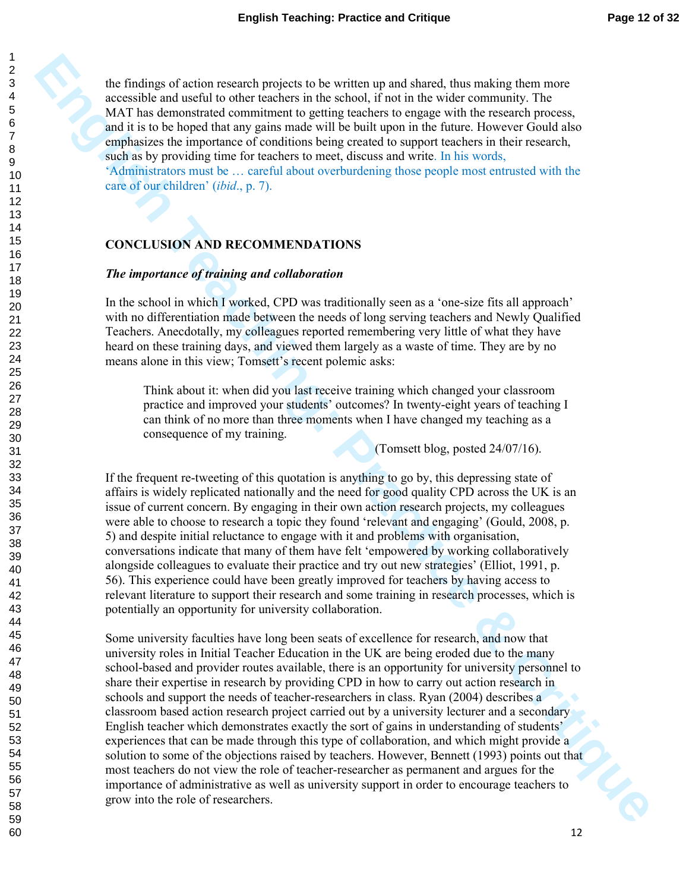the findings of action research projects to be written up and shared, thus making them more accessible and useful to other teachers in the school, if not in the wider community. The MAT has demonstrated commitment to getting teachers to engage with the research process, and it is to be hoped that any gains made will be built upon in the future. However Gould also emphasizes the importance of conditions being created to support teachers in their research, such as by providing time for teachers to meet, discuss and write. In his words, 'Administrators must be … careful about overburdening those people most entrusted with the care of our children' (*ibid*., p. 7).

## CONCLUSION AND RECOMMENDATIONS

### *The importance of training and collaboration*

In the school in which I worked, CPD was traditionally seen as a 'one-size fits all approach' with no differentiation made between the needs of long serving teachers and Newly Qualified Teachers. Anecdotally, my colleagues reported remembering very little of what they have heard on these training days, and viewed them largely as a waste of time. They are by no means alone in this view; Tomsett's recent polemic asks:

> Think about it: when did you last receive training which changed your classroom practice and improved your students' outcomes? In twenty-eight years of teaching I can think of no more than three moments when I have changed my teaching as a consequence of my training.
>
> (Tomsett blog, posted 24/07/16).

If the frequent re-tweeting of this quotation is anything to go by, this depressing state of affairs is widely replicated nationally and the need for good quality CPD across the UK is an issue of current concern. By engaging in their own action research projects, my colleagues were able to choose to research a topic they found 'relevant and engaging' (Gould, 2008, p. 5) and despite initial reluctance to engage with it and problems with organisation, conversations indicate that many of them have felt 'empowered by working collaboratively alongside colleagues to evaluate their practice and try out new strategies' (Elliot, 1991, p. 56). This experience could have been greatly improved for teachers by having access to relevant literature to support their research and some training in research processes, which is potentially an opportunity for university collaboration.

Some university faculties have long been seats of excellence for research, and now that university roles in Initial Teacher Education in the UK are being eroded due to the many school-based and provider routes available, there is an opportunity for university personnel to share their expertise in research by providing CPD in how to carry out action research in schools and support the needs of teacher-researchers in class. Ryan (2004) describes a classroom based action research project carried out by a university lecturer and a secondary English teacher which demonstrates exactly the sort of gains in understanding of students' experiences that can be made through this type of collaboration, and which might provide a solution to some of the objections raised by teachers. However, Bennett (1993) points out that most teachers do not view the role of teacher-researcher as permanent and argues for the importance of administrative as well as university support in order to encourage teachers to grow into the role of researchers.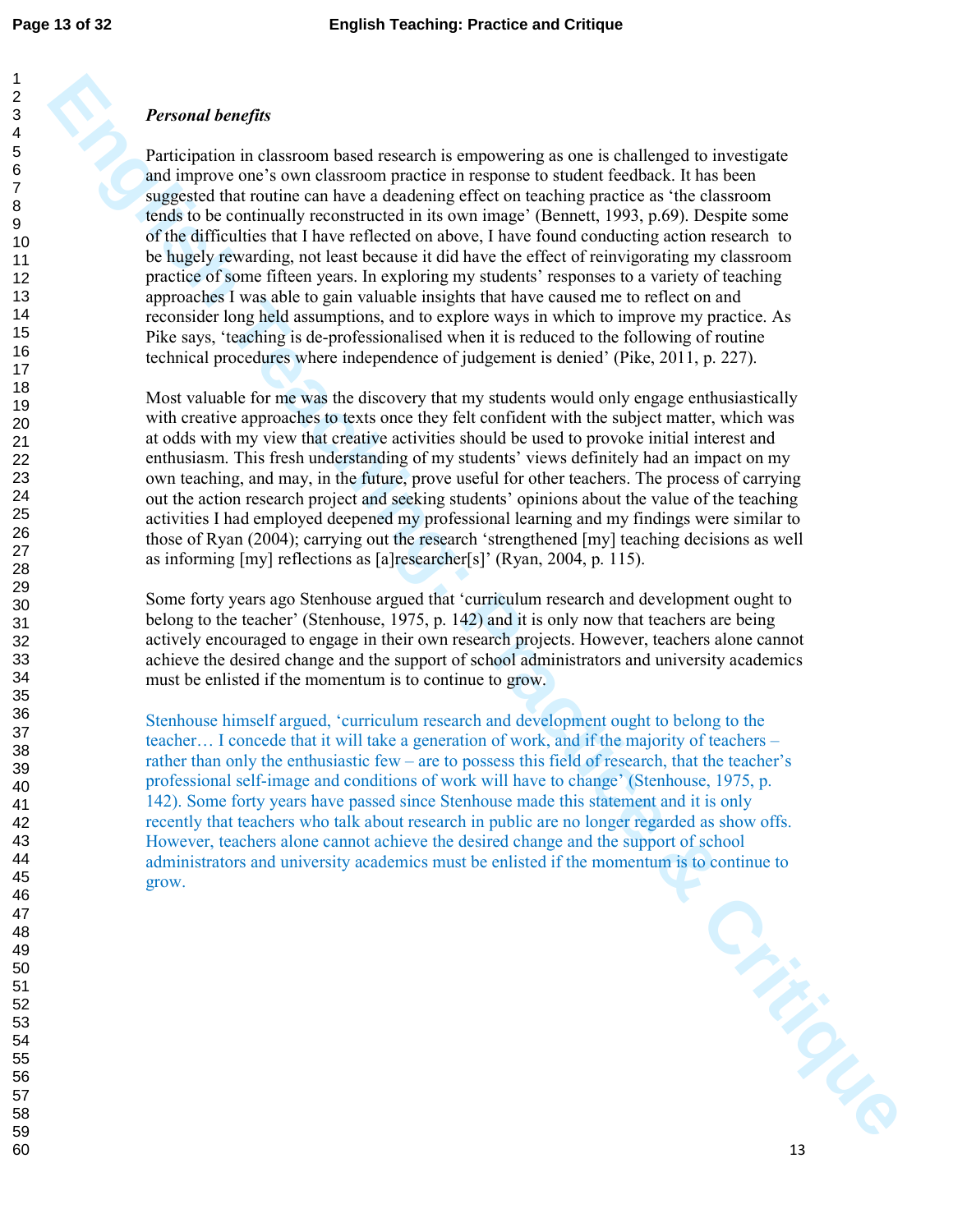***Personal benefits***

Participation in classroom based research is empowering as one is challenged to investigate and improve one's own classroom practice in response to student feedback. It has been suggested that routine can have a deadening effect on teaching practice as 'the classroom tends to be continually reconstructed in its own image' (Bennett, 1993, p.69). Despite some of the difficulties that I have reflected on above, I have found conducting action research to be hugely rewarding, not least because it did have the effect of reinvigorating my classroom practice of some fifteen years. In exploring my students' responses to a variety of teaching approaches I was able to gain valuable insights that have caused me to reflect on and reconsider long held assumptions, and to explore ways in which to improve my practice. As Pike says, 'teaching is de-professionalised when it is reduced to the following of routine technical procedures where independence of judgement is denied' (Pike, 2011, p. 227).

Most valuable for me was the discovery that my students would only engage enthusiastically with creative approaches to texts once they felt confident with the subject matter, which was at odds with my view that creative activities should be used to provoke initial interest and enthusiasm. This fresh understanding of my students' views definitely had an impact on my own teaching, and may, in the future, prove useful for other teachers. The process of carrying out the action research project and seeking students' opinions about the value of the teaching activities I had employed deepened my professional learning and my findings were similar to those of Ryan (2004); carrying out the research 'strengthened [my] teaching decisions as well as informing [my] reflections as [a]researcher[s]' (Ryan, 2004, p. 115).

Some forty years ago Stenhouse argued that 'curriculum research and development ought to belong to the teacher' (Stenhouse, 1975, p. 142) and it is only now that teachers are being actively encouraged to engage in their own research projects. However, teachers alone cannot achieve the desired change and the support of school administrators and university academics must be enlisted if the momentum is to continue to grow.

Stenhouse himself argued, 'curriculum research and development ought to belong to the teacher… I concede that it will take a generation of work, and if the majority of teachers – rather than only the enthusiastic few – are to possess this field of research, that the teacher's professional self-image and conditions of work will have to change' (Stenhouse, 1975, p. 142). Some forty years have passed since Stenhouse made this statement and it is only recently that teachers who talk about research in public are no longer regarded as show offs. However, teachers alone cannot achieve the desired change and the support of school administrators and university academics must be enlisted if the momentum is to continue to grow.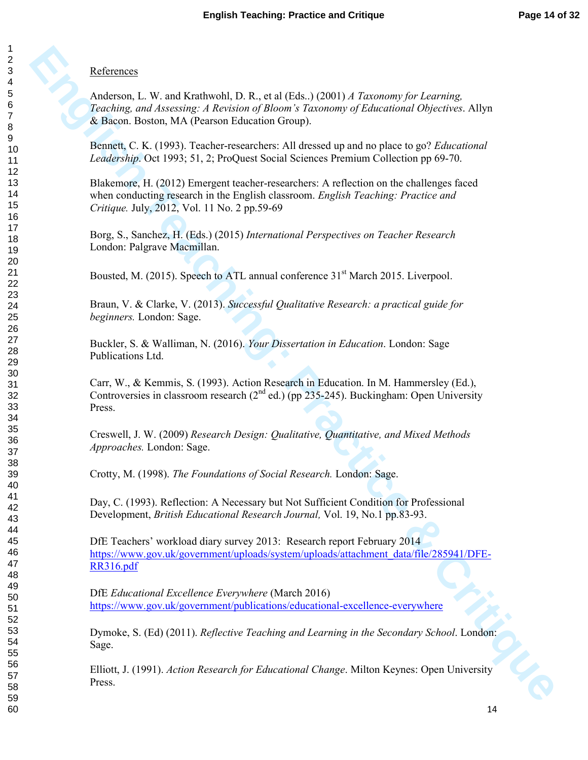References

Anderson, L. W. and Krathwohl, D. R., et al (Eds..) (2001) *A Taxonomy for Learning, Teaching, and Assessing: A Revision of Bloom's Taxonomy of Educational Objectives*. Allyn & Bacon. Boston, MA (Pearson Education Group).

Bennett, C. K. (1993). Teacher-researchers: All dressed up and no place to go? *Educational Leadership*. Oct 1993; 51, 2; ProQuest Social Sciences Premium Collection pp 69-70.

Blakemore, H. (2012) Emergent teacher-researchers: A reflection on the challenges faced when conducting research in the English classroom. *English Teaching: Practice and Critique.* July, 2012, Vol. 11 No. 2 pp.59-69

Borg, S., Sanchez, H. (Eds.) (2015) *International Perspectives on Teacher Research* London: Palgrave Macmillan.

Bousted, M. (2015). Speech to ATL annual conference 31st March 2015. Liverpool.

Braun, V. & Clarke, V. (2013). *Successful Qualitative Research: a practical guide for beginners.* London: Sage.

Buckler, S. & Walliman, N. (2016). *Your Dissertation in Education*. London: Sage Publications Ltd.

Carr, W., & Kemmis, S. (1993). Action Research in Education. In M. Hammersley (Ed.), Controversies in classroom research (2nd ed.) (pp 235-245). Buckingham: Open University Press.

Creswell, J. W. (2009) *Research Design: Qualitative, Quantitative, and Mixed Methods Approaches.* London: Sage.

Crotty, M. (1998). *The Foundations of Social Research.* London: Sage.

Day, C. (1993). Reflection: A Necessary but Not Sufficient Condition for Professional Development, *British Educational Research Journal,* Vol. 19, No.1 pp.83-93.

DfE Teachers' workload diary survey 2013: Research report February 2014 https://www.gov.uk/government/uploads/system/uploads/attachment_data/file/285941/DFE-RR316.pdf

DfE *Educational Excellence Everywhere* (March 2016) https://www.gov.uk/government/publications/educational-excellence-everywhere

Dymoke, S. (Ed) (2011). *Reflective Teaching and Learning in the Secondary School*. London: Sage.

Elliott, J. (1991). *Action Research for Educational Change*. Milton Keynes: Open University Press.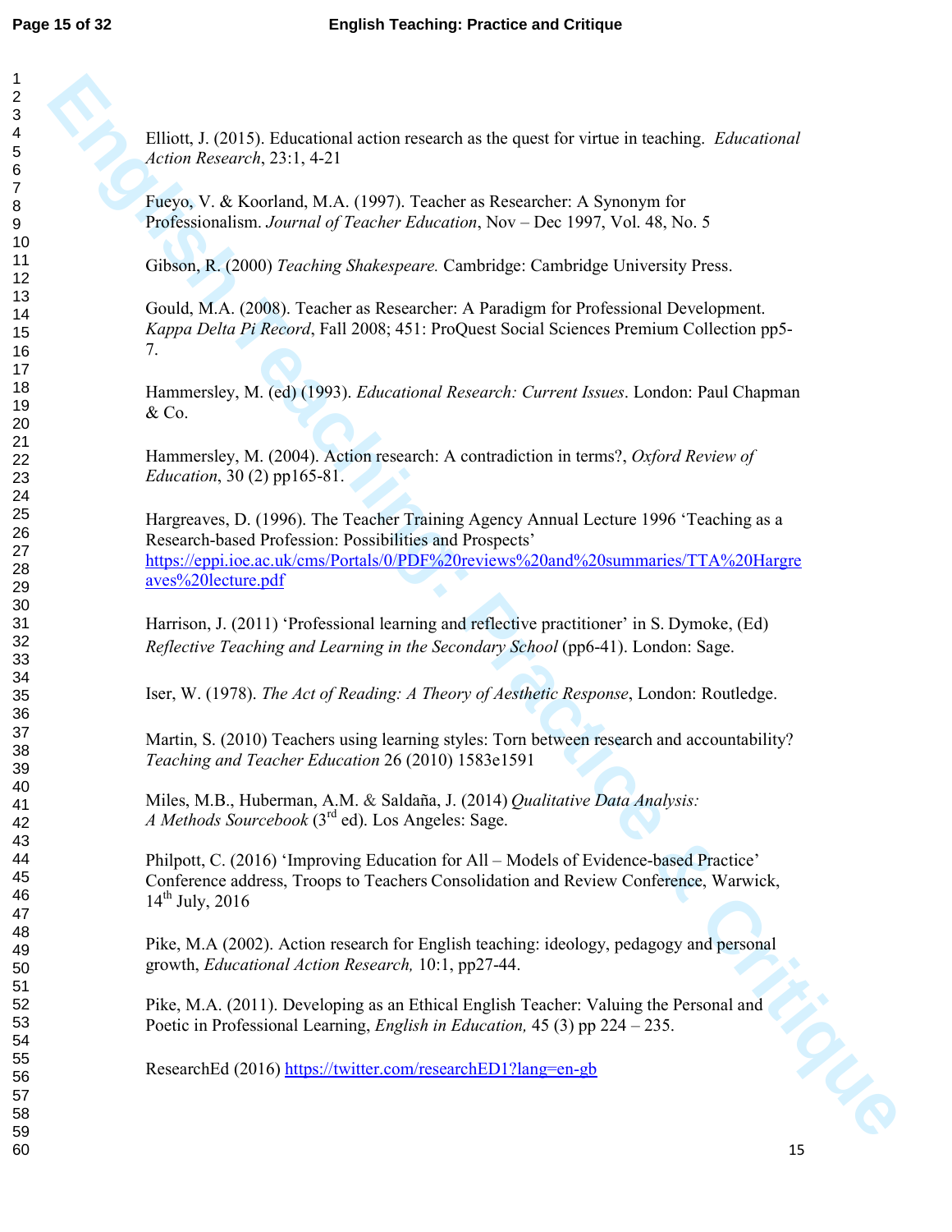Elliott, J. (2015). Educational action research as the quest for virtue in teaching. *Educational Action Research*, 23:1, 4-21

Fueyo, V. & Koorland, M.A. (1997). Teacher as Researcher: A Synonym for Professionalism. *Journal of Teacher Education*, Nov – Dec 1997, Vol. 48, No. 5

Gibson, R. (2000) *Teaching Shakespeare.* Cambridge: Cambridge University Press.

Gould, M.A. (2008). Teacher as Researcher: A Paradigm for Professional Development. *Kappa Delta Pi Record*, Fall 2008; 451: ProQuest Social Sciences Premium Collection pp5-7.

Hammersley, M. (ed) (1993). *Educational Research: Current Issues*. London: Paul Chapman & Co.

Hammersley, M. (2004). Action research: A contradiction in terms?, *Oxford Review of Education*, 30 (2) pp165-81.

Hargreaves, D. (1996). The Teacher Training Agency Annual Lecture 1996 'Teaching as a Research-based Profession: Possibilities and Prospects' https://eppi.ioe.ac.uk/cms/Portals/0/PDF%20reviews%20and%20summaries/TTA%20Hargreaves%20lecture.pdf

Harrison, J. (2011) 'Professional learning and reflective practitioner' in S. Dymoke, (Ed) *Reflective Teaching and Learning in the Secondary School* (pp6-41). London: Sage.

Iser, W. (1978). *The Act of Reading: A Theory of Aesthetic Response*, London: Routledge.

Martin, S. (2010) Teachers using learning styles: Torn between research and accountability? *Teaching and Teacher Education* 26 (2010) 1583e1591

Miles, M.B., Huberman, A.M. & Saldaña, J. (2014) *Qualitative Data Analysis: A Methods Sourcebook* (3rd ed). Los Angeles: Sage.

Philpott, C. (2016) 'Improving Education for All – Models of Evidence-based Practice' Conference address, Troops to Teachers Consolidation and Review Conference, Warwick, 14th July, 2016

Pike, M.A (2002). Action research for English teaching: ideology, pedagogy and personal growth, *Educational Action Research,* 10:1, pp27-44.

Pike, M.A. (2011). Developing as an Ethical English Teacher: Valuing the Personal and Poetic in Professional Learning, *English in Education,* 45 (3) pp 224 – 235.

ResearchEd (2016) https://twitter.com/researchED1?lang=en-gb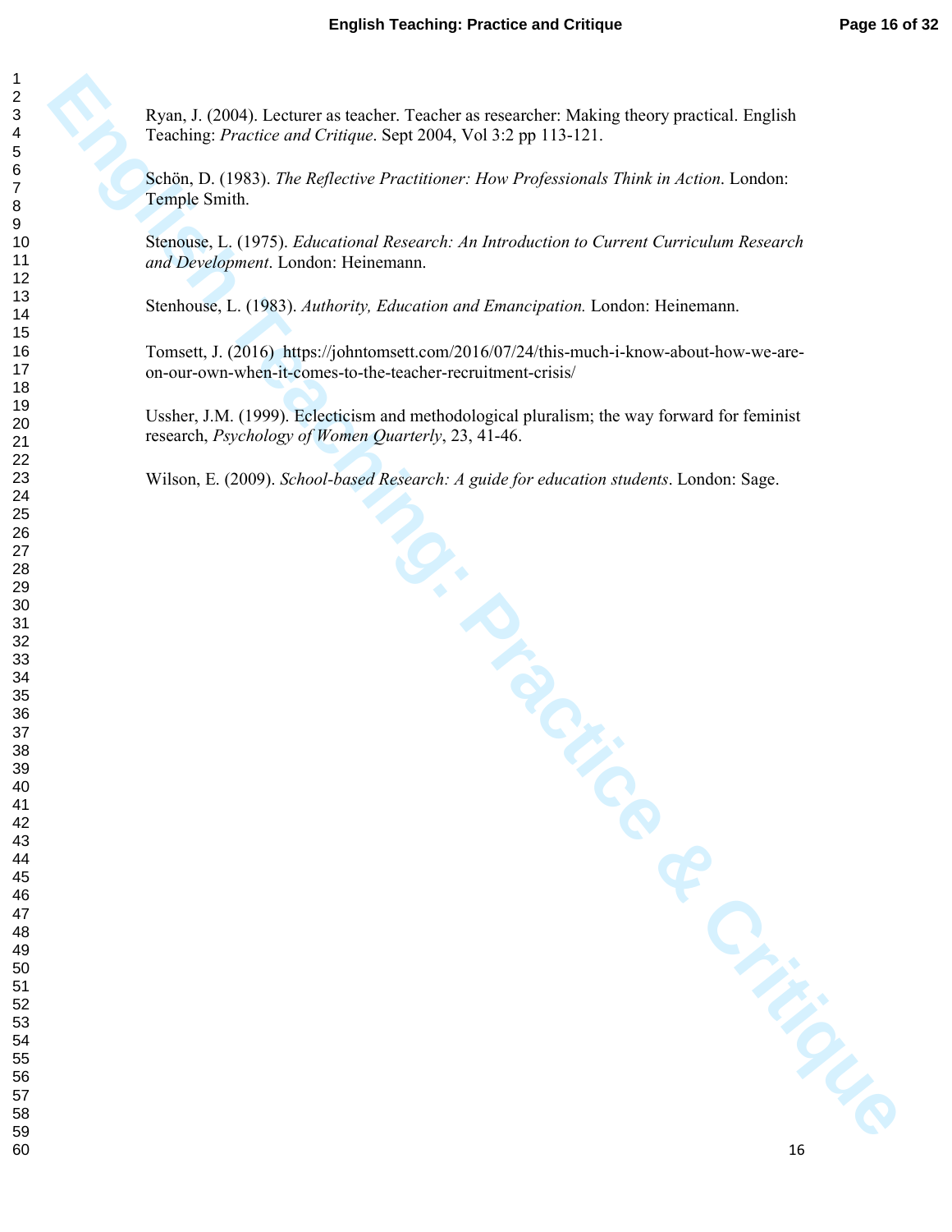Ryan, J. (2004). Lecturer as teacher. Teacher as researcher: Making theory practical. English Teaching: *Practice and Critique*. Sept 2004, Vol 3:2 pp 113-121.

Schön, D. (1983). *The Reflective Practitioner: How Professionals Think in Action*. London: Temple Smith.

Stenouse, L. (1975). *Educational Research: An Introduction to Current Curriculum Research and Development*. London: Heinemann.

Stenhouse, L. (1983). *Authority, Education and Emancipation.* London: Heinemann.

Tomsett, J. (2016) https://johntomsett.com/2016/07/24/this-much-i-know-about-how-we-are-on-our-own-when-it-comes-to-the-teacher-recruitment-crisis/

Ussher, J.M. (1999). Eclecticism and methodological pluralism; the way forward for feminist research, *Psychology of Women Quarterly*, 23, 41-46.

Wilson, E. (2009). *School-based Research: A guide for education students*. London: Sage.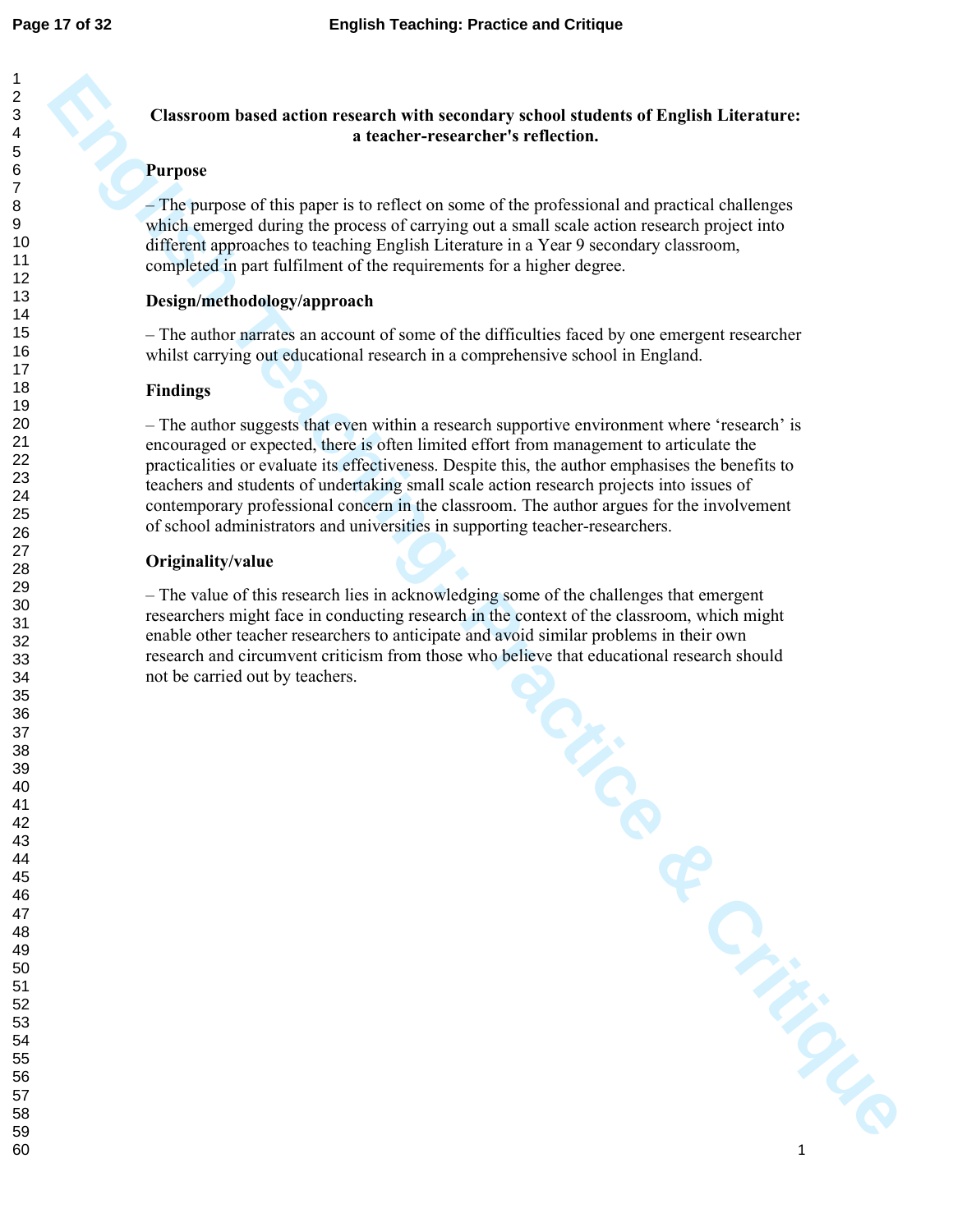**Classroom based action research with secondary school students of English Literature: a teacher-researcher's reflection.**

**Purpose**

– The purpose of this paper is to reflect on some of the professional and practical challenges which emerged during the process of carrying out a small scale action research project into different approaches to teaching English Literature in a Year 9 secondary classroom, completed in part fulfilment of the requirements for a higher degree.

**Design/methodology/approach**

– The author narrates an account of some of the difficulties faced by one emergent researcher whilst carrying out educational research in a comprehensive school in England.

**Findings**

– The author suggests that even within a research supportive environment where 'research' is encouraged or expected, there is often limited effort from management to articulate the practicalities or evaluate its effectiveness. Despite this, the author emphasises the benefits to teachers and students of undertaking small scale action research projects into issues of contemporary professional concern in the classroom. The author argues for the involvement of school administrators and universities in supporting teacher-researchers.

**Originality/value**

– The value of this research lies in acknowledging some of the challenges that emergent researchers might face in conducting research in the context of the classroom, which might enable other teacher researchers to anticipate and avoid similar problems in their own research and circumvent criticism from those who believe that educational research should not be carried out by teachers.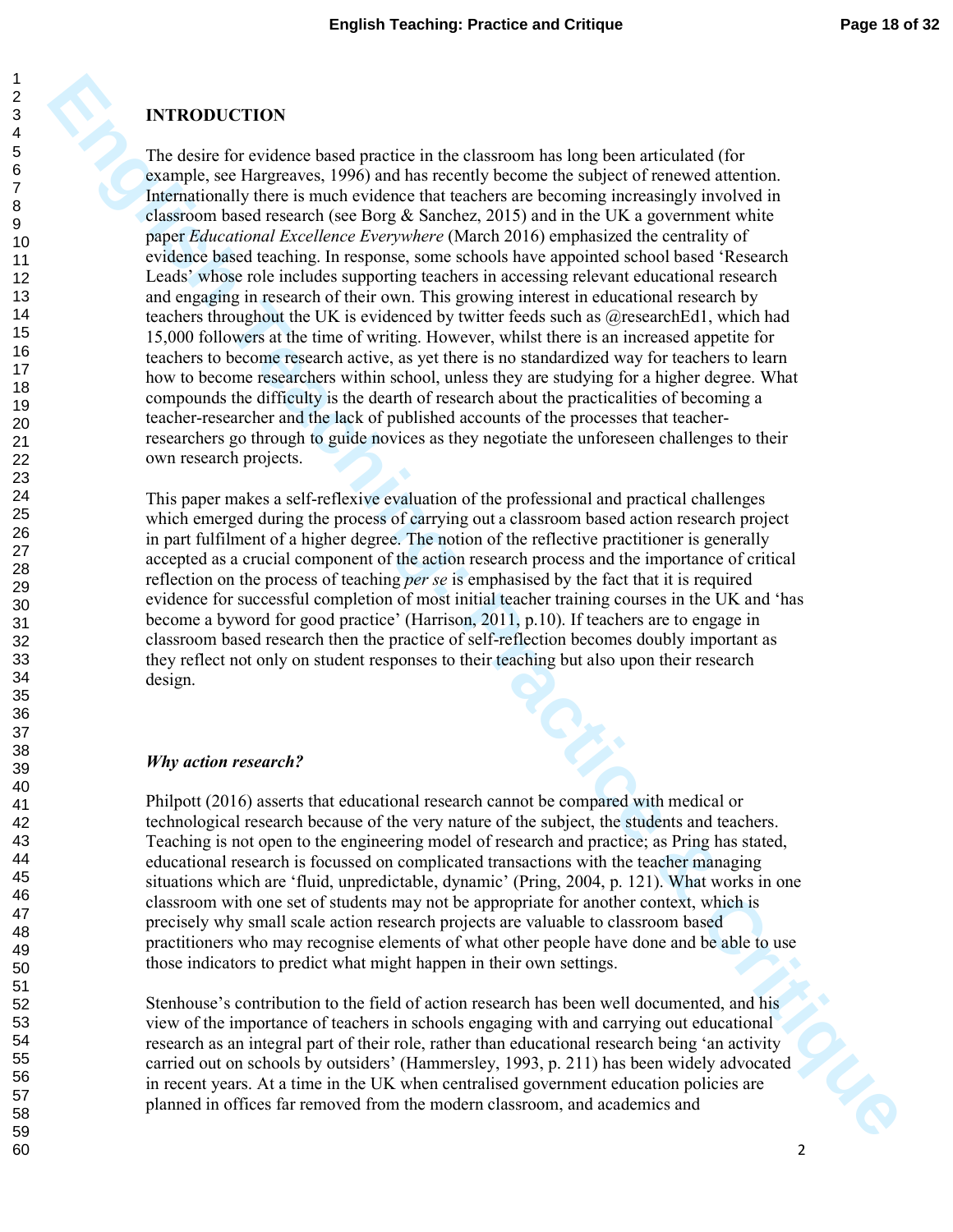## INTRODUCTION

The desire for evidence based practice in the classroom has long been articulated (for example, see Hargreaves, 1996) and has recently become the subject of renewed attention. Internationally there is much evidence that teachers are becoming increasingly involved in classroom based research (see Borg & Sanchez, 2015) and in the UK a government white paper *Educational Excellence Everywhere* (March 2016) emphasized the centrality of evidence based teaching. In response, some schools have appointed school based 'Research Leads' whose role includes supporting teachers in accessing relevant educational research and engaging in research of their own. This growing interest in educational research by teachers throughout the UK is evidenced by twitter feeds such as @researchEd1, which had 15,000 followers at the time of writing. However, whilst there is an increased appetite for teachers to become research active, as yet there is no standardized way for teachers to learn how to become researchers within school, unless they are studying for a higher degree. What compounds the difficulty is the dearth of research about the practicalities of becoming a teacher-researcher and the lack of published accounts of the processes that teacher-researchers go through to guide novices as they negotiate the unforeseen challenges to their own research projects.

This paper makes a self-reflexive evaluation of the professional and practical challenges which emerged during the process of carrying out a classroom based action research project in part fulfilment of a higher degree. The notion of the reflective practitioner is generally accepted as a crucial component of the action research process and the importance of critical reflection on the process of teaching *per se* is emphasised by the fact that it is required evidence for successful completion of most initial teacher training courses in the UK and 'has become a byword for good practice' (Harrison, 2011, p.10). If teachers are to engage in classroom based research then the practice of self-reflection becomes doubly important as they reflect not only on student responses to their teaching but also upon their research design.

### *Why action research?*

Philpott (2016) asserts that educational research cannot be compared with medical or technological research because of the very nature of the subject, the students and teachers. Teaching is not open to the engineering model of research and practice; as Pring has stated, educational research is focussed on complicated transactions with the teacher managing situations which are 'fluid, unpredictable, dynamic' (Pring, 2004, p. 121). What works in one classroom with one set of students may not be appropriate for another context, which is precisely why small scale action research projects are valuable to classroom based practitioners who may recognise elements of what other people have done and be able to use those indicators to predict what might happen in their own settings.

Stenhouse's contribution to the field of action research has been well documented, and his view of the importance of teachers in schools engaging with and carrying out educational research as an integral part of their role, rather than educational research being 'an activity carried out on schools by outsiders' (Hammersley, 1993, p. 211) has been widely advocated in recent years. At a time in the UK when centralised government education policies are planned in offices far removed from the modern classroom, and academics and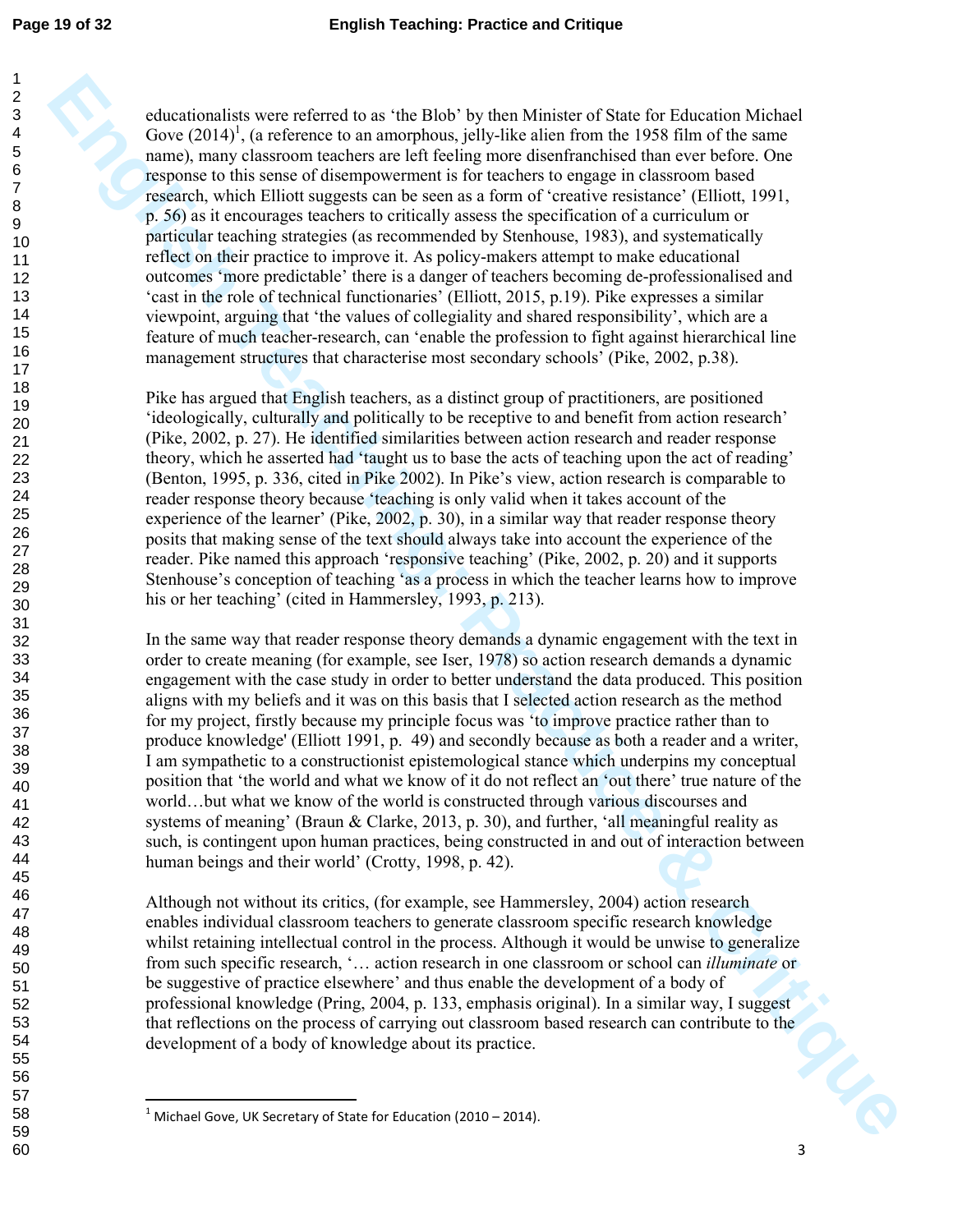educationalists were referred to as 'the Blob' by then Minister of State for Education Michael Gove (2014)[1], (a reference to an amorphous, jelly-like alien from the 1958 film of the same name), many classroom teachers are left feeling more disenfranchised than ever before. One response to this sense of disempowerment is for teachers to engage in classroom based research, which Elliott suggests can be seen as a form of 'creative resistance' (Elliott, 1991, p. 56) as it encourages teachers to critically assess the specification of a curriculum or particular teaching strategies (as recommended by Stenhouse, 1983), and systematically reflect on their practice to improve it. As policy-makers attempt to make educational outcomes 'more predictable' there is a danger of teachers becoming de-professionalised and 'cast in the role of technical functionaries' (Elliott, 2015, p.19). Pike expresses a similar viewpoint, arguing that 'the values of collegiality and shared responsibility', which are a feature of much teacher-research, can 'enable the profession to fight against hierarchical line management structures that characterise most secondary schools' (Pike, 2002, p.38).

Pike has argued that English teachers, as a distinct group of practitioners, are positioned 'ideologically, culturally and politically to be receptive to and benefit from action research' (Pike, 2002, p. 27). He identified similarities between action research and reader response theory, which he asserted had 'taught us to base the acts of teaching upon the act of reading' (Benton, 1995, p. 336, cited in Pike 2002). In Pike's view, action research is comparable to reader response theory because 'teaching is only valid when it takes account of the experience of the learner' (Pike, 2002, p. 30), in a similar way that reader response theory posits that making sense of the text should always take into account the experience of the reader. Pike named this approach 'responsive teaching' (Pike, 2002, p. 20) and it supports Stenhouse's conception of teaching 'as a process in which the teacher learns how to improve his or her teaching' (cited in Hammersley, 1993, p. 213).

In the same way that reader response theory demands a dynamic engagement with the text in order to create meaning (for example, see Iser, 1978) so action research demands a dynamic engagement with the case study in order to better understand the data produced. This position aligns with my beliefs and it was on this basis that I selected action research as the method for my project, firstly because my principle focus was 'to improve practice rather than to produce knowledge' (Elliott 1991, p. 49) and secondly because as both a reader and a writer, I am sympathetic to a constructionist epistemological stance which underpins my conceptual position that 'the world and what we know of it do not reflect an 'out there' true nature of the world…but what we know of the world is constructed through various discourses and systems of meaning' (Braun & Clarke, 2013, p. 30), and further, 'all meaningful reality as such, is contingent upon human practices, being constructed in and out of interaction between human beings and their world' (Crotty, 1998, p. 42).

Although not without its critics, (for example, see Hammersley, 2004) action research enables individual classroom teachers to generate classroom specific research knowledge whilst retaining intellectual control in the process. Although it would be unwise to generalize from such specific research, '… action research in one classroom or school can *illuminate* or be suggestive of practice elsewhere' and thus enable the development of a body of professional knowledge (Pring, 2004, p. 133, emphasis original). In a similar way, I suggest that reflections on the process of carrying out classroom based research can contribute to the development of a body of knowledge about its practice.

[1] Michael Gove, UK Secretary of State for Education (2010 – 2014).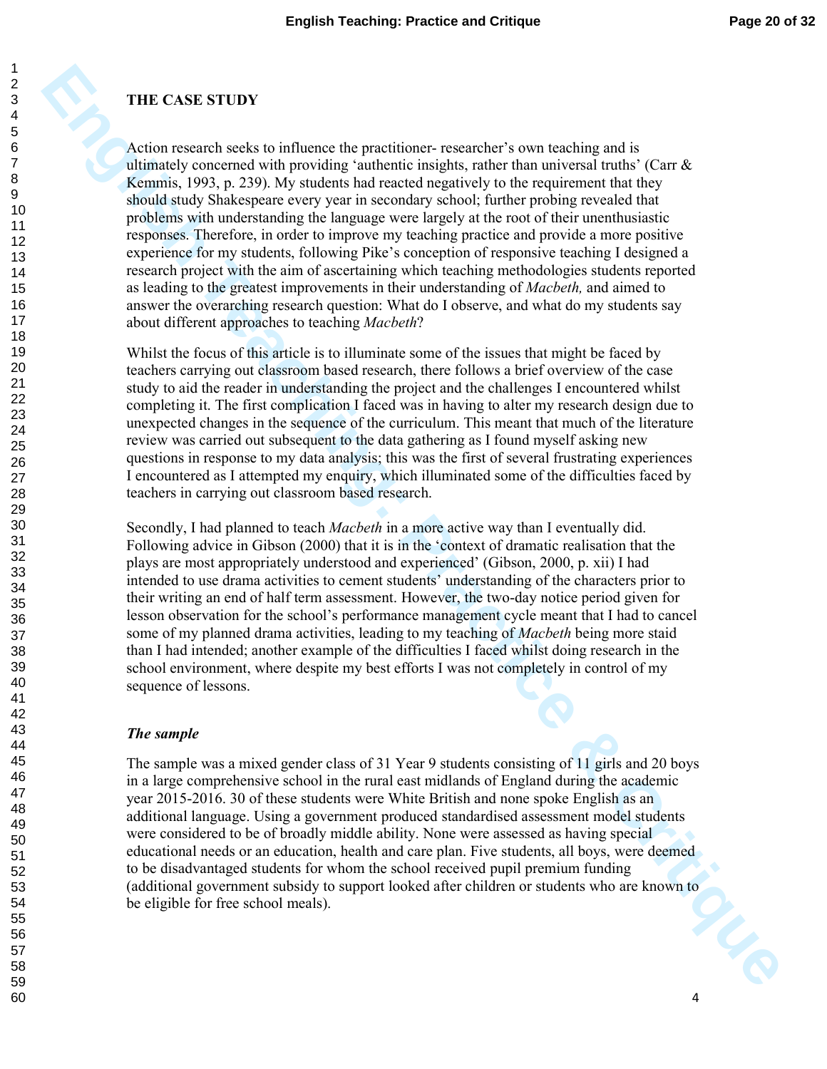## THE CASE STUDY

Action research seeks to influence the practitioner- researcher's own teaching and is ultimately concerned with providing 'authentic insights, rather than universal truths' (Carr & Kemmis, 1993, p. 239). My students had reacted negatively to the requirement that they should study Shakespeare every year in secondary school; further probing revealed that problems with understanding the language were largely at the root of their unenthusiastic responses. Therefore, in order to improve my teaching practice and provide a more positive experience for my students, following Pike's conception of responsive teaching I designed a research project with the aim of ascertaining which teaching methodologies students reported as leading to the greatest improvements in their understanding of *Macbeth,* and aimed to answer the overarching research question: What do I observe, and what do my students say about different approaches to teaching *Macbeth*?

Whilst the focus of this article is to illuminate some of the issues that might be faced by teachers carrying out classroom based research, there follows a brief overview of the case study to aid the reader in understanding the project and the challenges I encountered whilst completing it. The first complication I faced was in having to alter my research design due to unexpected changes in the sequence of the curriculum. This meant that much of the literature review was carried out subsequent to the data gathering as I found myself asking new questions in response to my data analysis; this was the first of several frustrating experiences I encountered as I attempted my enquiry, which illuminated some of the difficulties faced by teachers in carrying out classroom based research.

Secondly, I had planned to teach *Macbeth* in a more active way than I eventually did. Following advice in Gibson (2000) that it is in the 'context of dramatic realisation that the plays are most appropriately understood and experienced' (Gibson, 2000, p. xii) I had intended to use drama activities to cement students' understanding of the characters prior to their writing an end of half term assessment. However, the two-day notice period given for lesson observation for the school's performance management cycle meant that I had to cancel some of my planned drama activities, leading to my teaching of *Macbeth* being more staid than I had intended; another example of the difficulties I faced whilst doing research in the school environment, where despite my best efforts I was not completely in control of my sequence of lessons.

### *The sample*

The sample was a mixed gender class of 31 Year 9 students consisting of 11 girls and 20 boys in a large comprehensive school in the rural east midlands of England during the academic year 2015-2016. 30 of these students were White British and none spoke English as an additional language. Using a government produced standardised assessment model students were considered to be of broadly middle ability. None were assessed as having special educational needs or an education, health and care plan. Five students, all boys, were deemed to be disadvantaged students for whom the school received pupil premium funding (additional government subsidy to support looked after children or students who are known to be eligible for free school meals).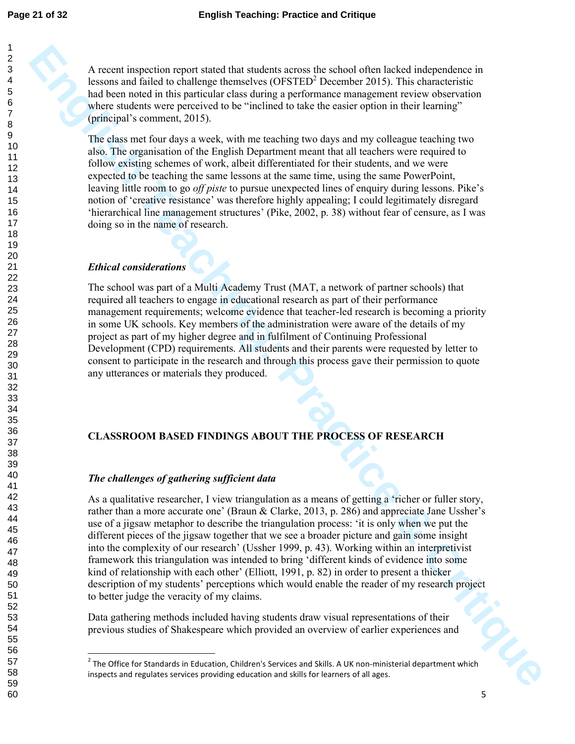A recent inspection report stated that students across the school often lacked independence in lessons and failed to challenge themselves (OFSTED[2] December 2015). This characteristic had been noted in this particular class during a performance management review observation where students were perceived to be "inclined to take the easier option in their learning" (principal's comment, 2015).

The class met four days a week, with me teaching two days and my colleague teaching two also. The organisation of the English Department meant that all teachers were required to follow existing schemes of work, albeit differentiated for their students, and we were expected to be teaching the same lessons at the same time, using the same PowerPoint, leaving little room to go *off piste* to pursue unexpected lines of enquiry during lessons. Pike's notion of 'creative resistance' was therefore highly appealing; I could legitimately disregard 'hierarchical line management structures' (Pike, 2002, p. 38) without fear of censure, as I was doing so in the name of research.

### *Ethical considerations*

The school was part of a Multi Academy Trust (MAT, a network of partner schools) that required all teachers to engage in educational research as part of their performance management requirements; welcome evidence that teacher-led research is becoming a priority in some UK schools. Key members of the administration were aware of the details of my project as part of my higher degree and in fulfilment of Continuing Professional Development (CPD) requirements. All students and their parents were requested by letter to consent to participate in the research and through this process gave their permission to quote any utterances or materials they produced.

## CLASSROOM BASED FINDINGS ABOUT THE PROCESS OF RESEARCH

### *The challenges of gathering sufficient data*

As a qualitative researcher, I view triangulation as a means of getting a 'richer or fuller story, rather than a more accurate one' (Braun & Clarke, 2013, p. 286) and appreciate Jane Ussher's use of a jigsaw metaphor to describe the triangulation process: 'it is only when we put the different pieces of the jigsaw together that we see a broader picture and gain some insight into the complexity of our research' (Ussher 1999, p. 43). Working within an interpretivist framework this triangulation was intended to bring 'different kinds of evidence into some kind of relationship with each other' (Elliott, 1991, p. 82) in order to present a thicker description of my students' perceptions which would enable the reader of my research project to better judge the veracity of my claims.

Data gathering methods included having students draw visual representations of their previous studies of Shakespeare which provided an overview of earlier experiences and

---

[2] The Office for Standards in Education, Children's Services and Skills. A UK non-ministerial department which inspects and regulates services providing education and skills for learners of all ages.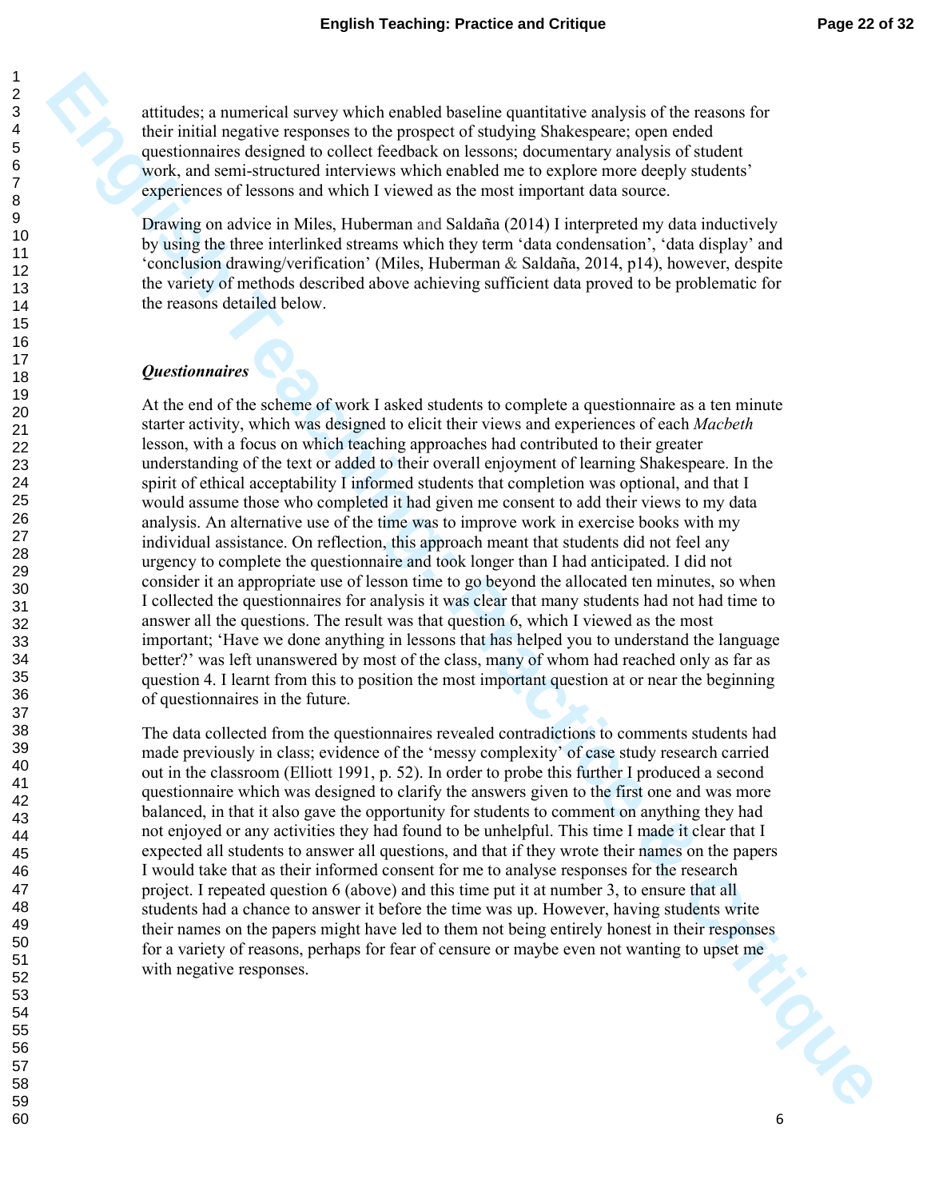attitudes; a numerical survey which enabled baseline quantitative analysis of the reasons for their initial negative responses to the prospect of studying Shakespeare; open ended questionnaires designed to collect feedback on lessons; documentary analysis of student work, and semi-structured interviews which enabled me to explore more deeply students' experiences of lessons and which I viewed as the most important data source.

Drawing on advice in Miles, Huberman and Saldaña (2014) I interpreted my data inductively by using the three interlinked streams which they term 'data condensation', 'data display' and 'conclusion drawing/verification' (Miles, Huberman & Saldaña, 2014, p14), however, despite the variety of methods described above achieving sufficient data proved to be problematic for the reasons detailed below.

### *Questionnaires*

At the end of the scheme of work I asked students to complete a questionnaire as a ten minute starter activity, which was designed to elicit their views and experiences of each *Macbeth* lesson, with a focus on which teaching approaches had contributed to their greater understanding of the text or added to their overall enjoyment of learning Shakespeare. In the spirit of ethical acceptability I informed students that completion was optional, and that I would assume those who completed it had given me consent to add their views to my data analysis. An alternative use of the time was to improve work in exercise books with my individual assistance. On reflection, this approach meant that students did not feel any urgency to complete the questionnaire and took longer than I had anticipated. I did not consider it an appropriate use of lesson time to go beyond the allocated ten minutes, so when I collected the questionnaires for analysis it was clear that many students had not had time to answer all the questions. The result was that question 6, which I viewed as the most important; 'Have we done anything in lessons that has helped you to understand the language better?' was left unanswered by most of the class, many of whom had reached only as far as question 4. I learnt from this to position the most important question at or near the beginning of questionnaires in the future.

The data collected from the questionnaires revealed contradictions to comments students had made previously in class; evidence of the 'messy complexity' of case study research carried out in the classroom (Elliott 1991, p. 52). In order to probe this further I produced a second questionnaire which was designed to clarify the answers given to the first one and was more balanced, in that it also gave the opportunity for students to comment on anything they had not enjoyed or any activities they had found to be unhelpful. This time I made it clear that I expected all students to answer all questions, and that if they wrote their names on the papers I would take that as their informed consent for me to analyse responses for the research project. I repeated question 6 (above) and this time put it at number 3, to ensure that all students had a chance to answer it before the time was up. However, having students write their names on the papers might have led to them not being entirely honest in their responses for a variety of reasons, perhaps for fear of censure or maybe even not wanting to upset me with negative responses.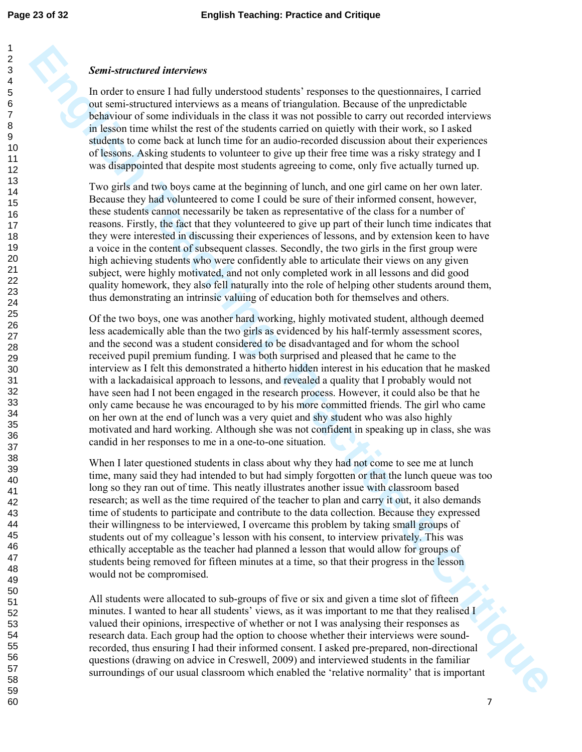### *Semi-structured interviews*

In order to ensure I had fully understood students' responses to the questionnaires, I carried out semi-structured interviews as a means of triangulation. Because of the unpredictable behaviour of some individuals in the class it was not possible to carry out recorded interviews in lesson time whilst the rest of the students carried on quietly with their work, so I asked students to come back at lunch time for an audio-recorded discussion about their experiences of lessons. Asking students to volunteer to give up their free time was a risky strategy and I was disappointed that despite most students agreeing to come, only five actually turned up.

Two girls and two boys came at the beginning of lunch, and one girl came on her own later. Because they had volunteered to come I could be sure of their informed consent, however, these students cannot necessarily be taken as representative of the class for a number of reasons. Firstly, the fact that they volunteered to give up part of their lunch time indicates that they were interested in discussing their experiences of lessons, and by extension keen to have a voice in the content of subsequent classes. Secondly, the two girls in the first group were high achieving students who were confidently able to articulate their views on any given subject, were highly motivated, and not only completed work in all lessons and did good quality homework, they also fell naturally into the role of helping other students around them, thus demonstrating an intrinsic valuing of education both for themselves and others.

Of the two boys, one was another hard working, highly motivated student, although deemed less academically able than the two girls as evidenced by his half-termly assessment scores, and the second was a student considered to be disadvantaged and for whom the school received pupil premium funding. I was both surprised and pleased that he came to the interview as I felt this demonstrated a hitherto hidden interest in his education that he masked with a lackadaisical approach to lessons, and revealed a quality that I probably would not have seen had I not been engaged in the research process. However, it could also be that he only came because he was encouraged to by his more committed friends. The girl who came on her own at the end of lunch was a very quiet and shy student who was also highly motivated and hard working. Although she was not confident in speaking up in class, she was candid in her responses to me in a one-to-one situation.

When I later questioned students in class about why they had not come to see me at lunch time, many said they had intended to but had simply forgotten or that the lunch queue was too long so they ran out of time. This neatly illustrates another issue with classroom based research; as well as the time required of the teacher to plan and carry it out, it also demands time of students to participate and contribute to the data collection. Because they expressed their willingness to be interviewed, I overcame this problem by taking small groups of students out of my colleague's lesson with his consent, to interview privately. This was ethically acceptable as the teacher had planned a lesson that would allow for groups of students being removed for fifteen minutes at a time, so that their progress in the lesson would not be compromised.

All students were allocated to sub-groups of five or six and given a time slot of fifteen minutes. I wanted to hear all students' views, as it was important to me that they realised I valued their opinions, irrespective of whether or not I was analysing their responses as research data. Each group had the option to choose whether their interviews were sound-recorded, thus ensuring I had their informed consent. I asked pre-prepared, non-directional questions (drawing on advice in Creswell, 2009) and interviewed students in the familiar surroundings of our usual classroom which enabled the 'relative normality' that is important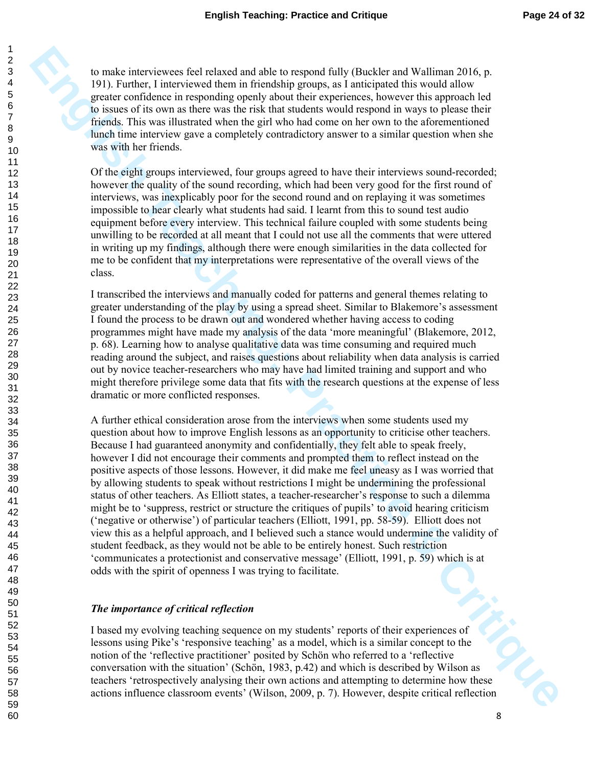to make interviewees feel relaxed and able to respond fully (Buckler and Walliman 2016, p. 191). Further, I interviewed them in friendship groups, as I anticipated this would allow greater confidence in responding openly about their experiences, however this approach led to issues of its own as there was the risk that students would respond in ways to please their friends. This was illustrated when the girl who had come on her own to the aforementioned lunch time interview gave a completely contradictory answer to a similar question when she was with her friends.

Of the eight groups interviewed, four groups agreed to have their interviews sound-recorded; however the quality of the sound recording, which had been very good for the first round of interviews, was inexplicably poor for the second round and on replaying it was sometimes impossible to hear clearly what students had said. I learnt from this to sound test audio equipment before every interview. This technical failure coupled with some students being unwilling to be recorded at all meant that I could not use all the comments that were uttered in writing up my findings, although there were enough similarities in the data collected for me to be confident that my interpretations were representative of the overall views of the class.

I transcribed the interviews and manually coded for patterns and general themes relating to greater understanding of the play by using a spread sheet. Similar to Blakemore's assessment I found the process to be drawn out and wondered whether having access to coding programmes might have made my analysis of the data 'more meaningful' (Blakemore, 2012, p. 68). Learning how to analyse qualitative data was time consuming and required much reading around the subject, and raises questions about reliability when data analysis is carried out by novice teacher-researchers who may have had limited training and support and who might therefore privilege some data that fits with the research questions at the expense of less dramatic or more conflicted responses.

A further ethical consideration arose from the interviews when some students used my question about how to improve English lessons as an opportunity to criticise other teachers. Because I had guaranteed anonymity and confidentially, they felt able to speak freely, however I did not encourage their comments and prompted them to reflect instead on the positive aspects of those lessons. However, it did make me feel uneasy as I was worried that by allowing students to speak without restrictions I might be undermining the professional status of other teachers. As Elliott states, a teacher-researcher's response to such a dilemma might be to 'suppress, restrict or structure the critiques of pupils' to avoid hearing criticism ('negative or otherwise') of particular teachers (Elliott, 1991, pp. 58-59). Elliott does not view this as a helpful approach, and I believed such a stance would undermine the validity of student feedback, as they would not be able to be entirely honest. Such restriction 'communicates a protectionist and conservative message' (Elliott, 1991, p. 59) which is at odds with the spirit of openness I was trying to facilitate.

### *The importance of critical reflection*

I based my evolving teaching sequence on my students' reports of their experiences of lessons using Pike's 'responsive teaching' as a model, which is a similar concept to the notion of the 'reflective practitioner' posited by Schön who referred to a 'reflective conversation with the situation' (Schön, 1983, p.42) and which is described by Wilson as teachers 'retrospectively analysing their own actions and attempting to determine how these actions influence classroom events' (Wilson, 2009, p. 7). However, despite critical reflection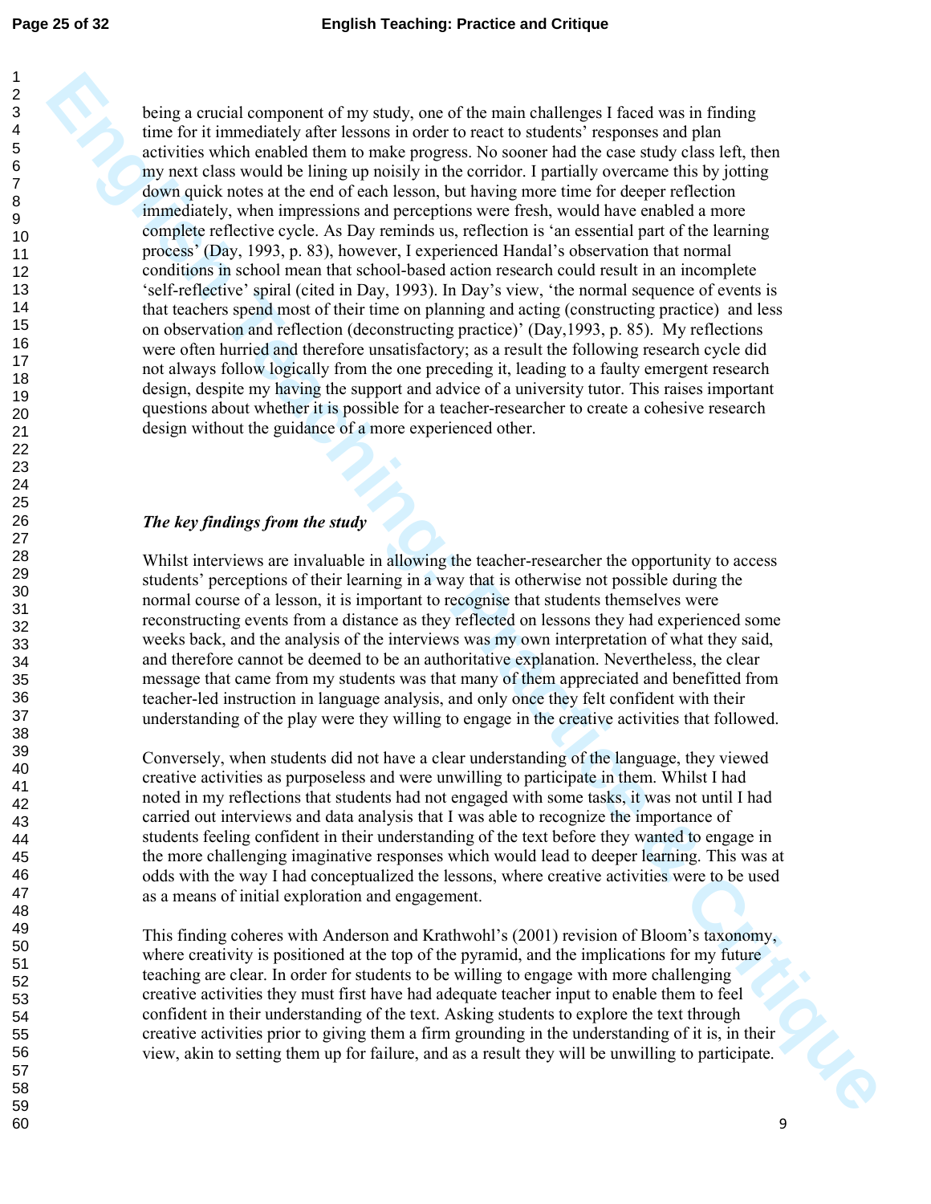being a crucial component of my study, one of the main challenges I faced was in finding time for it immediately after lessons in order to react to students' responses and plan activities which enabled them to make progress. No sooner had the case study class left, then my next class would be lining up noisily in the corridor. I partially overcame this by jotting down quick notes at the end of each lesson, but having more time for deeper reflection immediately, when impressions and perceptions were fresh, would have enabled a more complete reflective cycle. As Day reminds us, reflection is 'an essential part of the learning process' (Day, 1993, p. 83), however, I experienced Handal's observation that normal conditions in school mean that school-based action research could result in an incomplete 'self-reflective' spiral (cited in Day, 1993). In Day's view, 'the normal sequence of events is that teachers spend most of their time on planning and acting (constructing practice) and less on observation and reflection (deconstructing practice)' (Day,1993, p. 85). My reflections were often hurried and therefore unsatisfactory; as a result the following research cycle did not always follow logically from the one preceding it, leading to a faulty emergent research design, despite my having the support and advice of a university tutor. This raises important questions about whether it is possible for a teacher-researcher to create a cohesive research design without the guidance of a more experienced other.

### *The key findings from the study*

Whilst interviews are invaluable in allowing the teacher-researcher the opportunity to access students' perceptions of their learning in a way that is otherwise not possible during the normal course of a lesson, it is important to recognise that students themselves were reconstructing events from a distance as they reflected on lessons they had experienced some weeks back, and the analysis of the interviews was my own interpretation of what they said, and therefore cannot be deemed to be an authoritative explanation. Nevertheless, the clear message that came from my students was that many of them appreciated and benefitted from teacher-led instruction in language analysis, and only once they felt confident with their understanding of the play were they willing to engage in the creative activities that followed.

Conversely, when students did not have a clear understanding of the language, they viewed creative activities as purposeless and were unwilling to participate in them. Whilst I had noted in my reflections that students had not engaged with some tasks, it was not until I had carried out interviews and data analysis that I was able to recognize the importance of students feeling confident in their understanding of the text before they wanted to engage in the more challenging imaginative responses which would lead to deeper learning. This was at odds with the way I had conceptualized the lessons, where creative activities were to be used as a means of initial exploration and engagement.

This finding coheres with Anderson and Krathwohl's (2001) revision of Bloom's taxonomy, where creativity is positioned at the top of the pyramid, and the implications for my future teaching are clear. In order for students to be willing to engage with more challenging creative activities they must first have had adequate teacher input to enable them to feel confident in their understanding of the text. Asking students to explore the text through creative activities prior to giving them a firm grounding in the understanding of it is, in their view, akin to setting them up for failure, and as a result they will be unwilling to participate.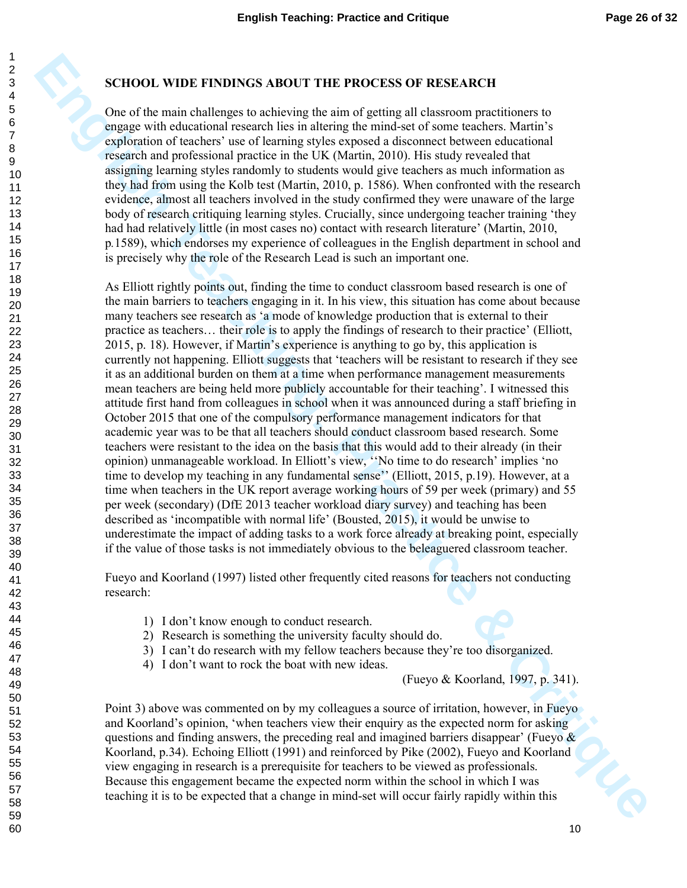## SCHOOL WIDE FINDINGS ABOUT THE PROCESS OF RESEARCH

One of the main challenges to achieving the aim of getting all classroom practitioners to engage with educational research lies in altering the mind-set of some teachers. Martin's exploration of teachers' use of learning styles exposed a disconnect between educational research and professional practice in the UK (Martin, 2010). His study revealed that assigning learning styles randomly to students would give teachers as much information as they had from using the Kolb test (Martin, 2010, p. 1586). When confronted with the research evidence, almost all teachers involved in the study confirmed they were unaware of the large body of research critiquing learning styles. Crucially, since undergoing teacher training 'they had had relatively little (in most cases no) contact with research literature' (Martin, 2010, p.1589), which endorses my experience of colleagues in the English department in school and is precisely why the role of the Research Lead is such an important one.

As Elliott rightly points out, finding the time to conduct classroom based research is one of the main barriers to teachers engaging in it. In his view, this situation has come about because many teachers see research as 'a mode of knowledge production that is external to their practice as teachers… their role is to apply the findings of research to their practice' (Elliott, 2015, p. 18). However, if Martin's experience is anything to go by, this application is currently not happening. Elliott suggests that 'teachers will be resistant to research if they see it as an additional burden on them at a time when performance management measurements mean teachers are being held more publicly accountable for their teaching'. I witnessed this attitude first hand from colleagues in school when it was announced during a staff briefing in October 2015 that one of the compulsory performance management indicators for that academic year was to be that all teachers should conduct classroom based research. Some teachers were resistant to the idea on the basis that this would add to their already (in their opinion) unmanageable workload. In Elliott's view, ''No time to do research' implies 'no time to develop my teaching in any fundamental sense'' (Elliott, 2015, p.19). However, at a time when teachers in the UK report average working hours of 59 per week (primary) and 55 per week (secondary) (DfE 2013 teacher workload diary survey) and teaching has been described as 'incompatible with normal life' (Bousted, 2015), it would be unwise to underestimate the impact of adding tasks to a work force already at breaking point, especially if the value of those tasks is not immediately obvious to the beleaguered classroom teacher.

Fueyo and Koorland (1997) listed other frequently cited reasons for teachers not conducting research:

1) I don't know enough to conduct research.
2) Research is something the university faculty should do.
3) I can't do research with my fellow teachers because they're too disorganized.
4) I don't want to rock the boat with new ideas.

(Fueyo & Koorland, 1997, p. 341).

Point 3) above was commented on by my colleagues a source of irritation, however, in Fueyo and Koorland's opinion, 'when teachers view their enquiry as the expected norm for asking questions and finding answers, the preceding real and imagined barriers disappear' (Fueyo & Koorland, p.34). Echoing Elliott (1991) and reinforced by Pike (2002), Fueyo and Koorland view engaging in research is a prerequisite for teachers to be viewed as professionals. Because this engagement became the expected norm within the school in which I was teaching it is to be expected that a change in mind-set will occur fairly rapidly within this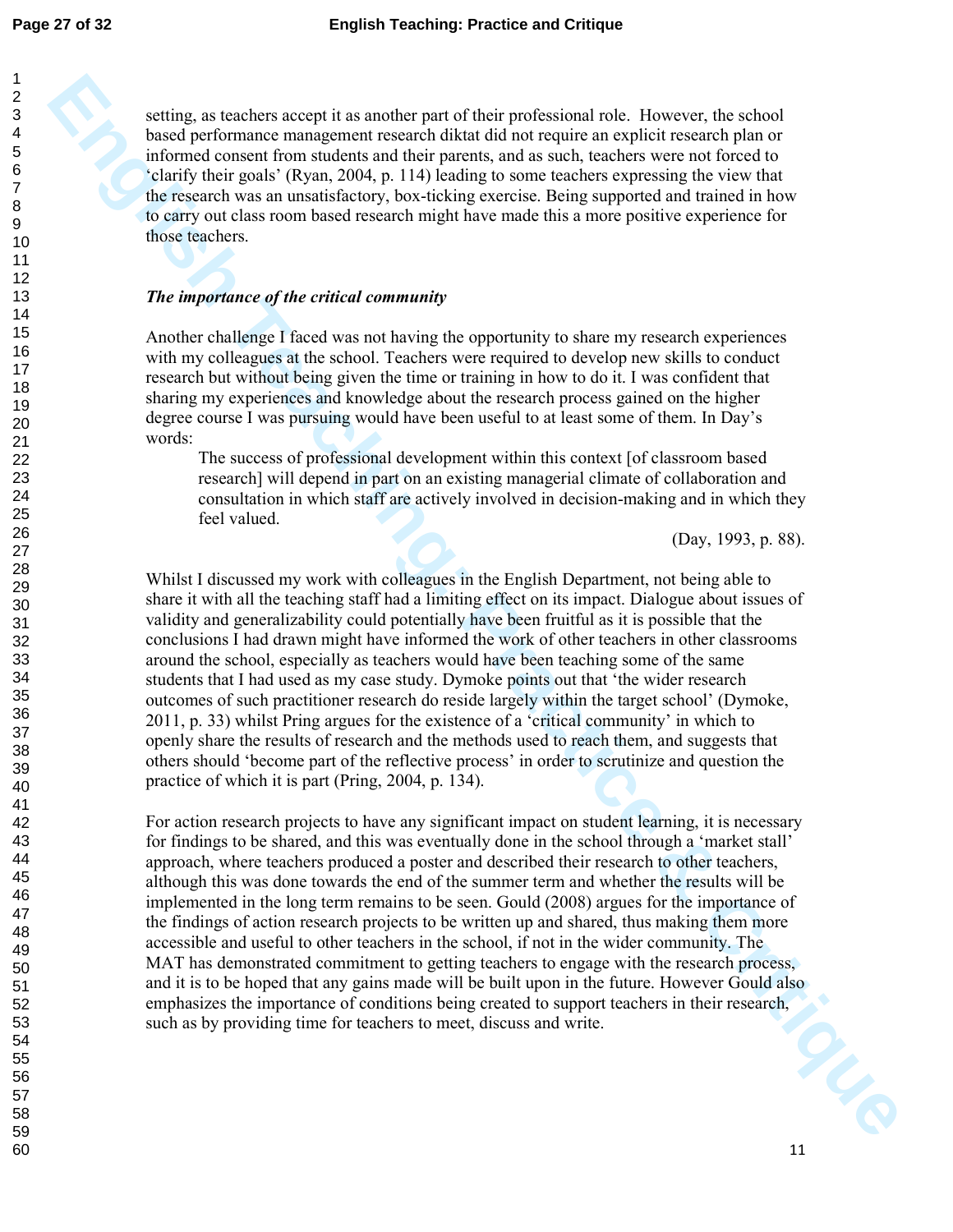setting, as teachers accept it as another part of their professional role. However, the school based performance management research diktat did not require an explicit research plan or informed consent from students and their parents, and as such, teachers were not forced to 'clarify their goals' (Ryan, 2004, p. 114) leading to some teachers expressing the view that the research was an unsatisfactory, box-ticking exercise. Being supported and trained in how to carry out class room based research might have made this a more positive experience for those teachers.

### *The importance of the critical community*

Another challenge I faced was not having the opportunity to share my research experiences with my colleagues at the school. Teachers were required to develop new skills to conduct research but without being given the time or training in how to do it. I was confident that sharing my experiences and knowledge about the research process gained on the higher degree course I was pursuing would have been useful to at least some of them. In Day's words:

> The success of professional development within this context [of classroom based research] will depend in part on an existing managerial climate of collaboration and consultation in which staff are actively involved in decision-making and in which they feel valued.
>
> (Day, 1993, p. 88).

Whilst I discussed my work with colleagues in the English Department, not being able to share it with all the teaching staff had a limiting effect on its impact. Dialogue about issues of validity and generalizability could potentially have been fruitful as it is possible that the conclusions I had drawn might have informed the work of other teachers in other classrooms around the school, especially as teachers would have been teaching some of the same students that I had used as my case study. Dymoke points out that 'the wider research outcomes of such practitioner research do reside largely within the target school' (Dymoke, 2011, p. 33) whilst Pring argues for the existence of a 'critical community' in which to openly share the results of research and the methods used to reach them, and suggests that others should 'become part of the reflective process' in order to scrutinize and question the practice of which it is part (Pring, 2004, p. 134).

For action research projects to have any significant impact on student learning, it is necessary for findings to be shared, and this was eventually done in the school through a 'market stall' approach, where teachers produced a poster and described their research to other teachers, although this was done towards the end of the summer term and whether the results will be implemented in the long term remains to be seen. Gould (2008) argues for the importance of the findings of action research projects to be written up and shared, thus making them more accessible and useful to other teachers in the school, if not in the wider community. The MAT has demonstrated commitment to getting teachers to engage with the research process, and it is to be hoped that any gains made will be built upon in the future. However Gould also emphasizes the importance of conditions being created to support teachers in their research, such as by providing time for teachers to meet, discuss and write.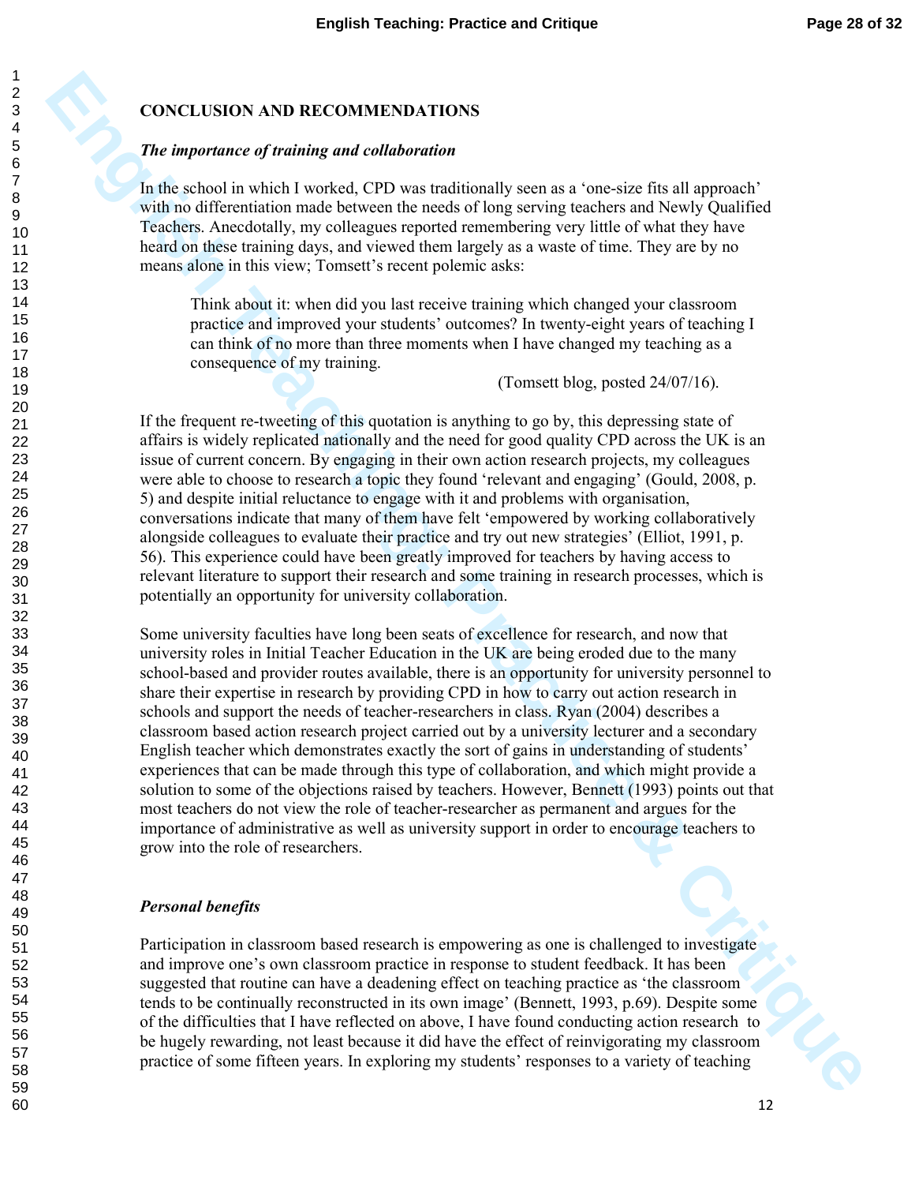## CONCLUSION AND RECOMMENDATIONS

### *The importance of training and collaboration*

In the school in which I worked, CPD was traditionally seen as a 'one-size fits all approach' with no differentiation made between the needs of long serving teachers and Newly Qualified Teachers. Anecdotally, my colleagues reported remembering very little of what they have heard on these training days, and viewed them largely as a waste of time. They are by no means alone in this view; Tomsett's recent polemic asks:

> Think about it: when did you last receive training which changed your classroom practice and improved your students' outcomes? In twenty-eight years of teaching I can think of no more than three moments when I have changed my teaching as a consequence of my training.
>
> (Tomsett blog, posted 24/07/16).

If the frequent re-tweeting of this quotation is anything to go by, this depressing state of affairs is widely replicated nationally and the need for good quality CPD across the UK is an issue of current concern. By engaging in their own action research projects, my colleagues were able to choose to research a topic they found 'relevant and engaging' (Gould, 2008, p. 5) and despite initial reluctance to engage with it and problems with organisation, conversations indicate that many of them have felt 'empowered by working collaboratively alongside colleagues to evaluate their practice and try out new strategies' (Elliot, 1991, p. 56). This experience could have been greatly improved for teachers by having access to relevant literature to support their research and some training in research processes, which is potentially an opportunity for university collaboration.

Some university faculties have long been seats of excellence for research, and now that university roles in Initial Teacher Education in the UK are being eroded due to the many school-based and provider routes available, there is an opportunity for university personnel to share their expertise in research by providing CPD in how to carry out action research in schools and support the needs of teacher-researchers in class. Ryan (2004) describes a classroom based action research project carried out by a university lecturer and a secondary English teacher which demonstrates exactly the sort of gains in understanding of students' experiences that can be made through this type of collaboration, and which might provide a solution to some of the objections raised by teachers. However, Bennett (1993) points out that most teachers do not view the role of teacher-researcher as permanent and argues for the importance of administrative as well as university support in order to encourage teachers to grow into the role of researchers.

### *Personal benefits*

Participation in classroom based research is empowering as one is challenged to investigate and improve one's own classroom practice in response to student feedback. It has been suggested that routine can have a deadening effect on teaching practice as 'the classroom tends to be continually reconstructed in its own image' (Bennett, 1993, p.69). Despite some of the difficulties that I have reflected on above, I have found conducting action research to be hugely rewarding, not least because it did have the effect of reinvigorating my classroom practice of some fifteen years. In exploring my students' responses to a variety of teaching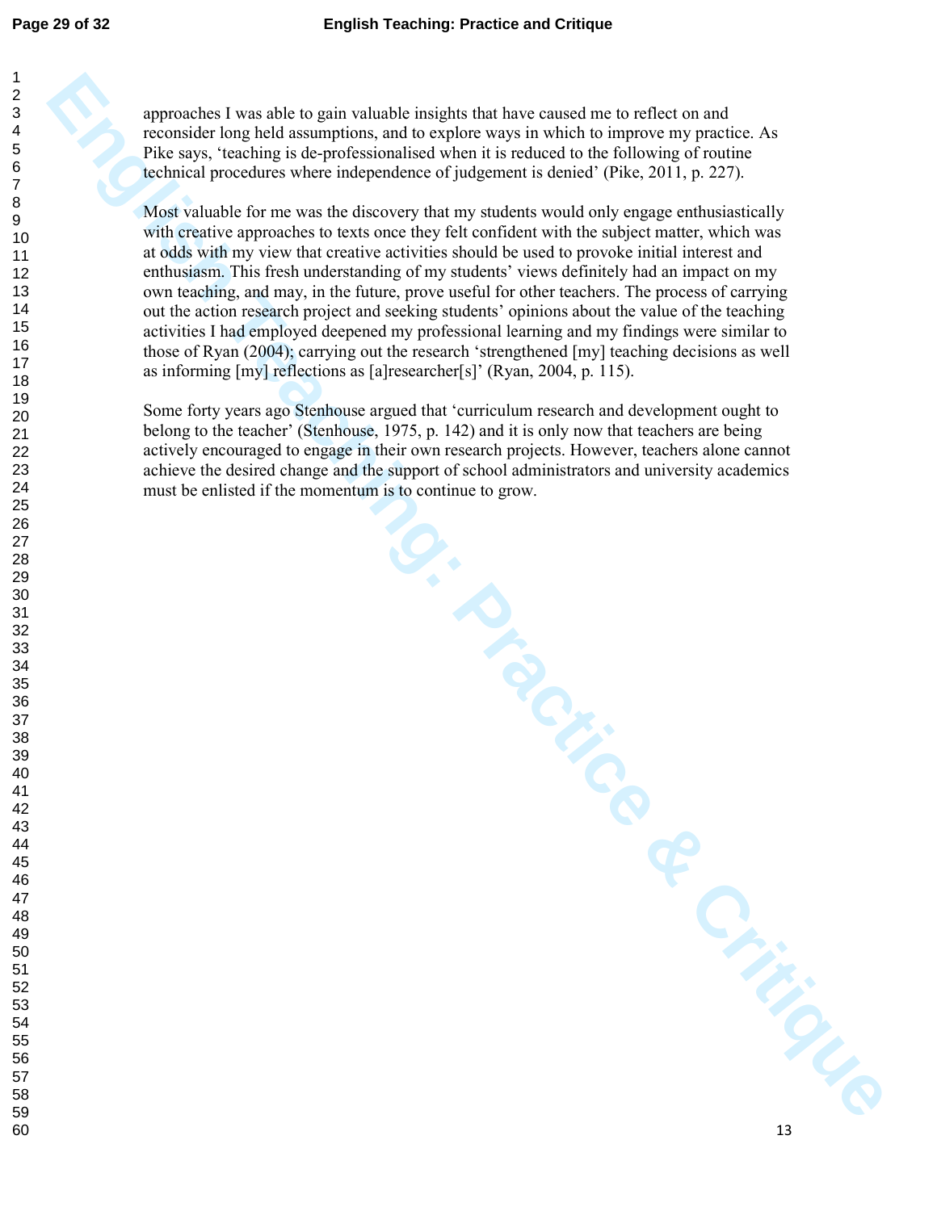approaches I was able to gain valuable insights that have caused me to reflect on and reconsider long held assumptions, and to explore ways in which to improve my practice. As Pike says, 'teaching is de-professionalised when it is reduced to the following of routine technical procedures where independence of judgement is denied' (Pike, 2011, p. 227).

Most valuable for me was the discovery that my students would only engage enthusiastically with creative approaches to texts once they felt confident with the subject matter, which was at odds with my view that creative activities should be used to provoke initial interest and enthusiasm. This fresh understanding of my students' views definitely had an impact on my own teaching, and may, in the future, prove useful for other teachers. The process of carrying out the action research project and seeking students' opinions about the value of the teaching activities I had employed deepened my professional learning and my findings were similar to those of Ryan (2004); carrying out the research 'strengthened [my] teaching decisions as well as informing [my] reflections as [a]researcher[s]' (Ryan, 2004, p. 115).

Some forty years ago Stenhouse argued that 'curriculum research and development ought to belong to the teacher' (Stenhouse, 1975, p. 142) and it is only now that teachers are being actively encouraged to engage in their own research projects. However, teachers alone cannot achieve the desired change and the support of school administrators and university academics must be enlisted if the momentum is to continue to grow.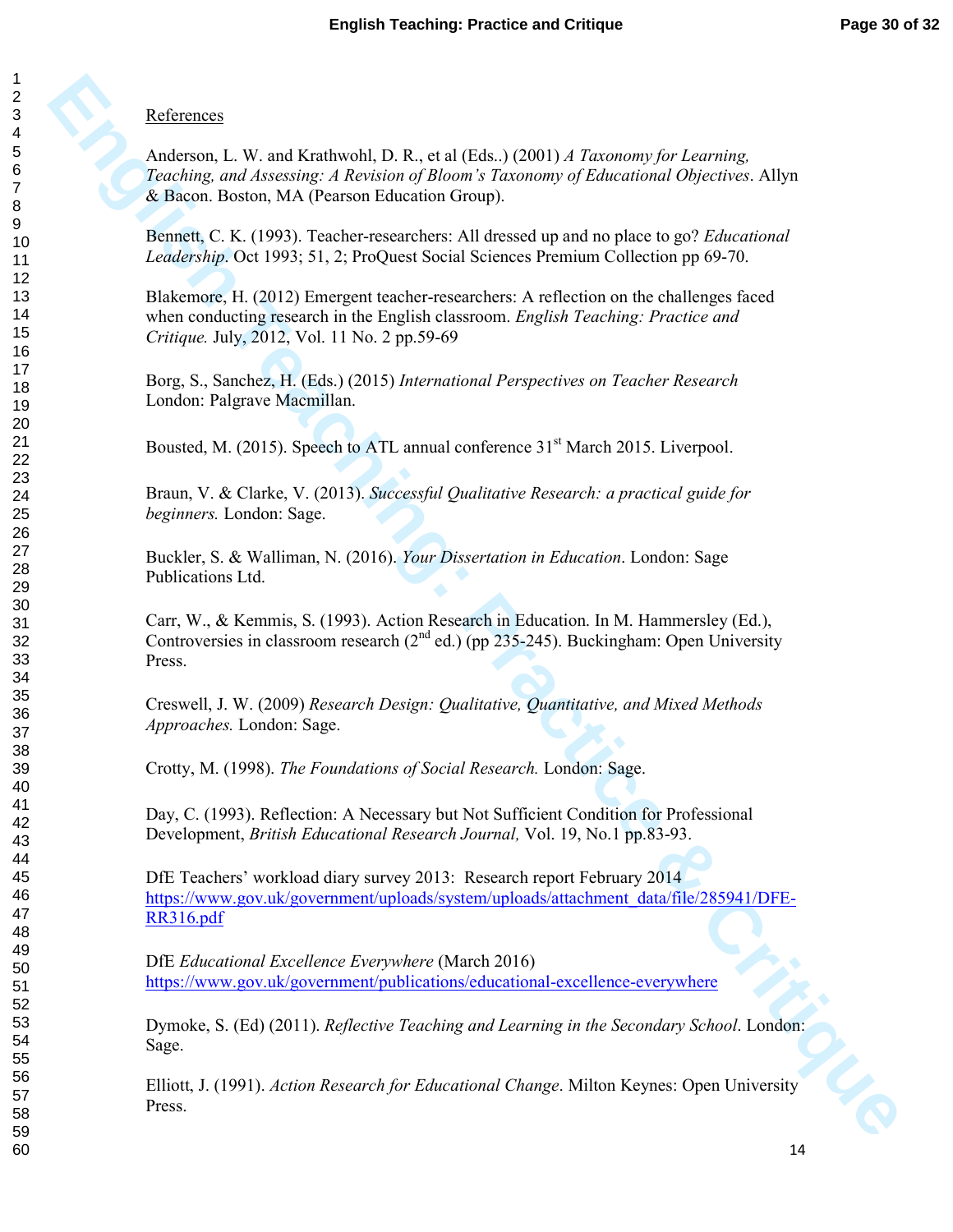References

Anderson, L. W. and Krathwohl, D. R., et al (Eds..) (2001) *A Taxonomy for Learning, Teaching, and Assessing: A Revision of Bloom's Taxonomy of Educational Objectives*. Allyn & Bacon. Boston, MA (Pearson Education Group).

Bennett, C. K. (1993). Teacher-researchers: All dressed up and no place to go? *Educational Leadership*. Oct 1993; 51, 2; ProQuest Social Sciences Premium Collection pp 69-70.

Blakemore, H. (2012) Emergent teacher-researchers: A reflection on the challenges faced when conducting research in the English classroom. *English Teaching: Practice and Critique.* July, 2012, Vol. 11 No. 2 pp.59-69

Borg, S., Sanchez, H. (Eds.) (2015) *International Perspectives on Teacher Research* London: Palgrave Macmillan.

Bousted, M. (2015). Speech to ATL annual conference 31st March 2015. Liverpool.

Braun, V. & Clarke, V. (2013). *Successful Qualitative Research: a practical guide for beginners.* London: Sage.

Buckler, S. & Walliman, N. (2016). *Your Dissertation in Education*. London: Sage Publications Ltd.

Carr, W., & Kemmis, S. (1993). Action Research in Education. In M. Hammersley (Ed.), Controversies in classroom research (2nd ed.) (pp 235-245). Buckingham: Open University Press.

Creswell, J. W. (2009) *Research Design: Qualitative, Quantitative, and Mixed Methods Approaches.* London: Sage.

Crotty, M. (1998). *The Foundations of Social Research.* London: Sage.

Day, C. (1993). Reflection: A Necessary but Not Sufficient Condition for Professional Development, *British Educational Research Journal,* Vol. 19, No.1 pp.83-93.

DfE Teachers' workload diary survey 2013: Research report February 2014 https://www.gov.uk/government/uploads/system/uploads/attachment_data/file/285941/DFE-RR316.pdf

DfE *Educational Excellence Everywhere* (March 2016) https://www.gov.uk/government/publications/educational-excellence-everywhere

Dymoke, S. (Ed) (2011). *Reflective Teaching and Learning in the Secondary School*. London: Sage.

Elliott, J. (1991). *Action Research for Educational Change*. Milton Keynes: Open University Press.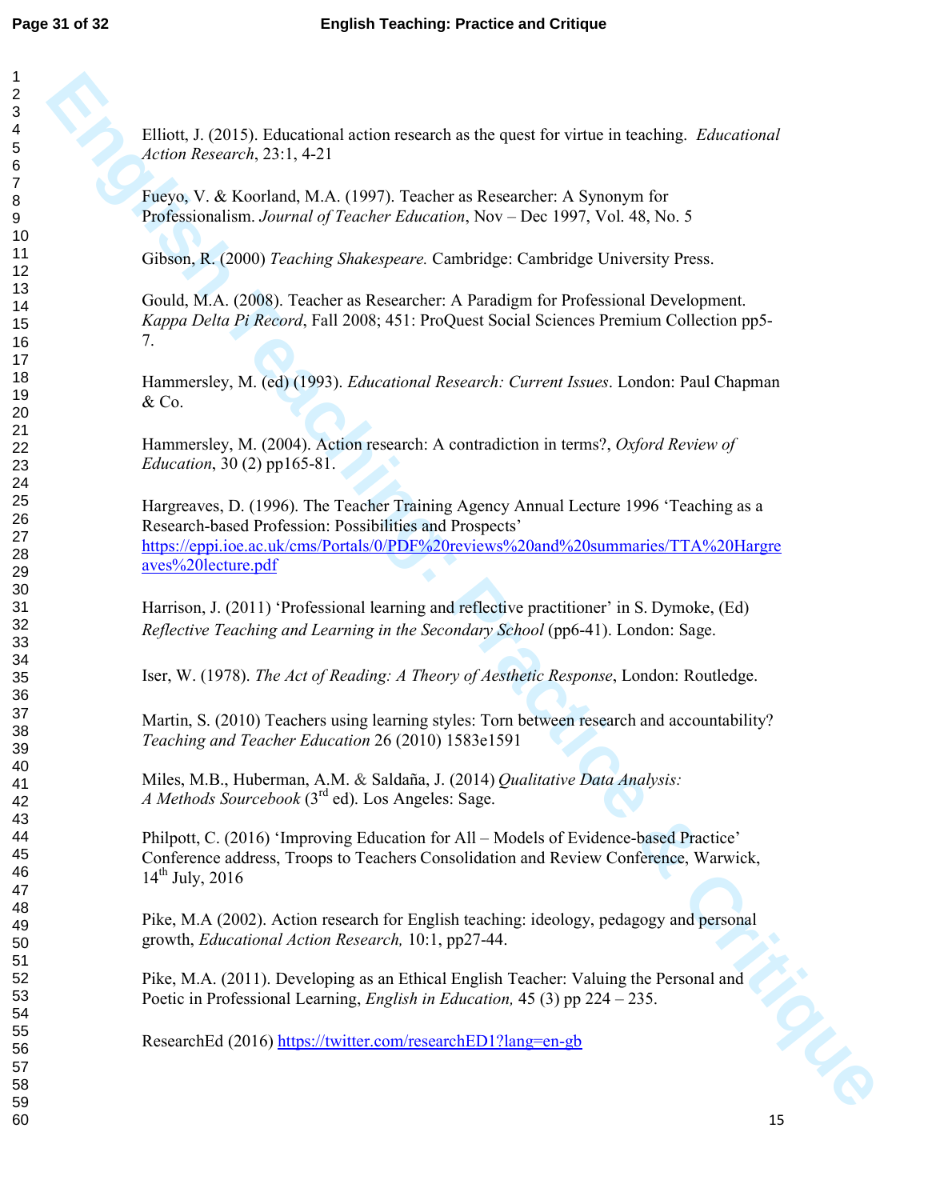Elliott, J. (2015). Educational action research as the quest for virtue in teaching. *Educational Action Research*, 23:1, 4-21

Fueyo, V. & Koorland, M.A. (1997). Teacher as Researcher: A Synonym for Professionalism. *Journal of Teacher Education*, Nov – Dec 1997, Vol. 48, No. 5

Gibson, R. (2000) *Teaching Shakespeare.* Cambridge: Cambridge University Press.

Gould, M.A. (2008). Teacher as Researcher: A Paradigm for Professional Development. *Kappa Delta Pi Record*, Fall 2008; 451: ProQuest Social Sciences Premium Collection pp5-7.

Hammersley, M. (ed) (1993). *Educational Research: Current Issues*. London: Paul Chapman & Co.

Hammersley, M. (2004). Action research: A contradiction in terms?, *Oxford Review of Education*, 30 (2) pp165-81.

Hargreaves, D. (1996). The Teacher Training Agency Annual Lecture 1996 'Teaching as a Research-based Profession: Possibilities and Prospects' https://eppi.ioe.ac.uk/cms/Portals/0/PDF%20reviews%20and%20summaries/TTA%20Hargreaves%20lecture.pdf

Harrison, J. (2011) 'Professional learning and reflective practitioner' in S. Dymoke, (Ed) *Reflective Teaching and Learning in the Secondary School* (pp6-41). London: Sage.

Iser, W. (1978). *The Act of Reading: A Theory of Aesthetic Response*, London: Routledge.

Martin, S. (2010) Teachers using learning styles: Torn between research and accountability? *Teaching and Teacher Education* 26 (2010) 1583e1591

Miles, M.B., Huberman, A.M. & Saldaña, J. (2014) *Qualitative Data Analysis: A Methods Sourcebook* (3rd ed). Los Angeles: Sage.

Philpott, C. (2016) 'Improving Education for All – Models of Evidence-based Practice' Conference address, Troops to Teachers Consolidation and Review Conference, Warwick, 14th July, 2016

Pike, M.A (2002). Action research for English teaching: ideology, pedagogy and personal growth, *Educational Action Research,* 10:1, pp27-44.

Pike, M.A. (2011). Developing as an Ethical English Teacher: Valuing the Personal and Poetic in Professional Learning, *English in Education,* 45 (3) pp 224 – 235.

ResearchEd (2016) https://twitter.com/researchED1?lang=en-gb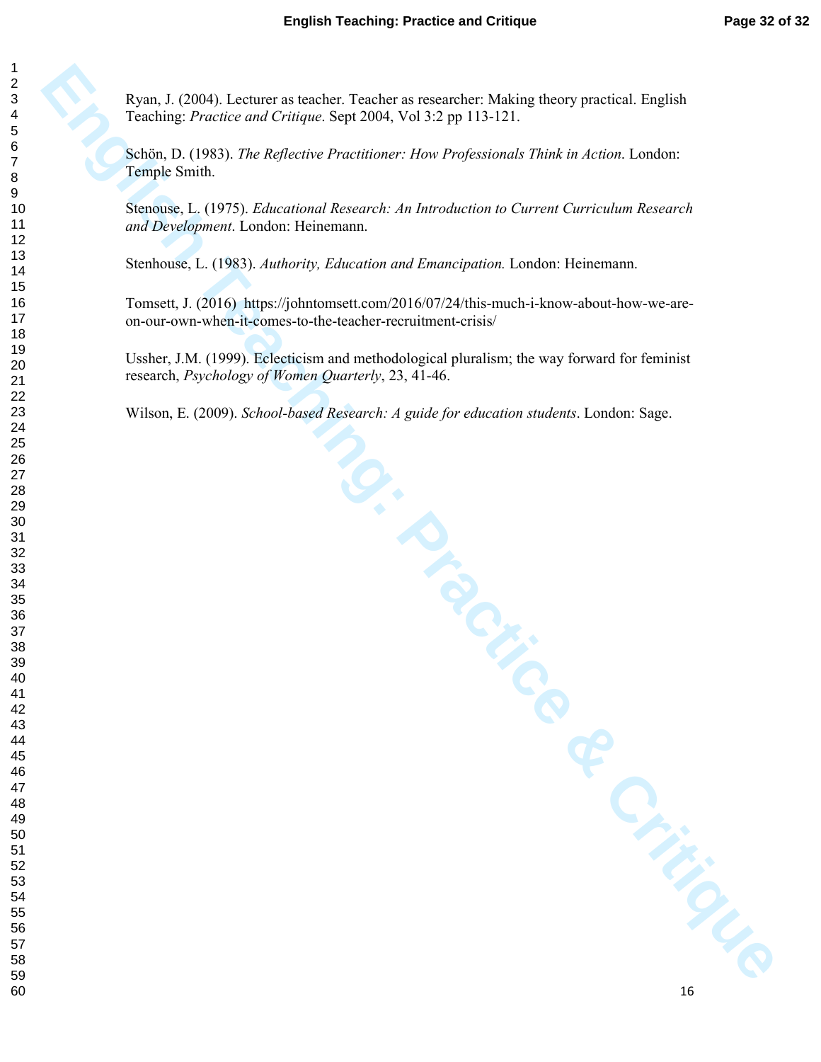Ryan, J. (2004). Lecturer as teacher. Teacher as researcher: Making theory practical. English Teaching: *Practice and Critique*. Sept 2004, Vol 3:2 pp 113-121.

Schön, D. (1983). *The Reflective Practitioner: How Professionals Think in Action*. London: Temple Smith.

Stenouse, L. (1975). *Educational Research: An Introduction to Current Curriculum Research and Development*. London: Heinemann.

Stenhouse, L. (1983). *Authority, Education and Emancipation.* London: Heinemann.

Tomsett, J. (2016) https://johntomsett.com/2016/07/24/this-much-i-know-about-how-we-are-on-our-own-when-it-comes-to-the-teacher-recruitment-crisis/

Ussher, J.M. (1999). Eclecticism and methodological pluralism; the way forward for feminist research, *Psychology of Women Quarterly*, 23, 41-46.

Wilson, E. (2009). *School-based Research: A guide for education students*. London: Sage.